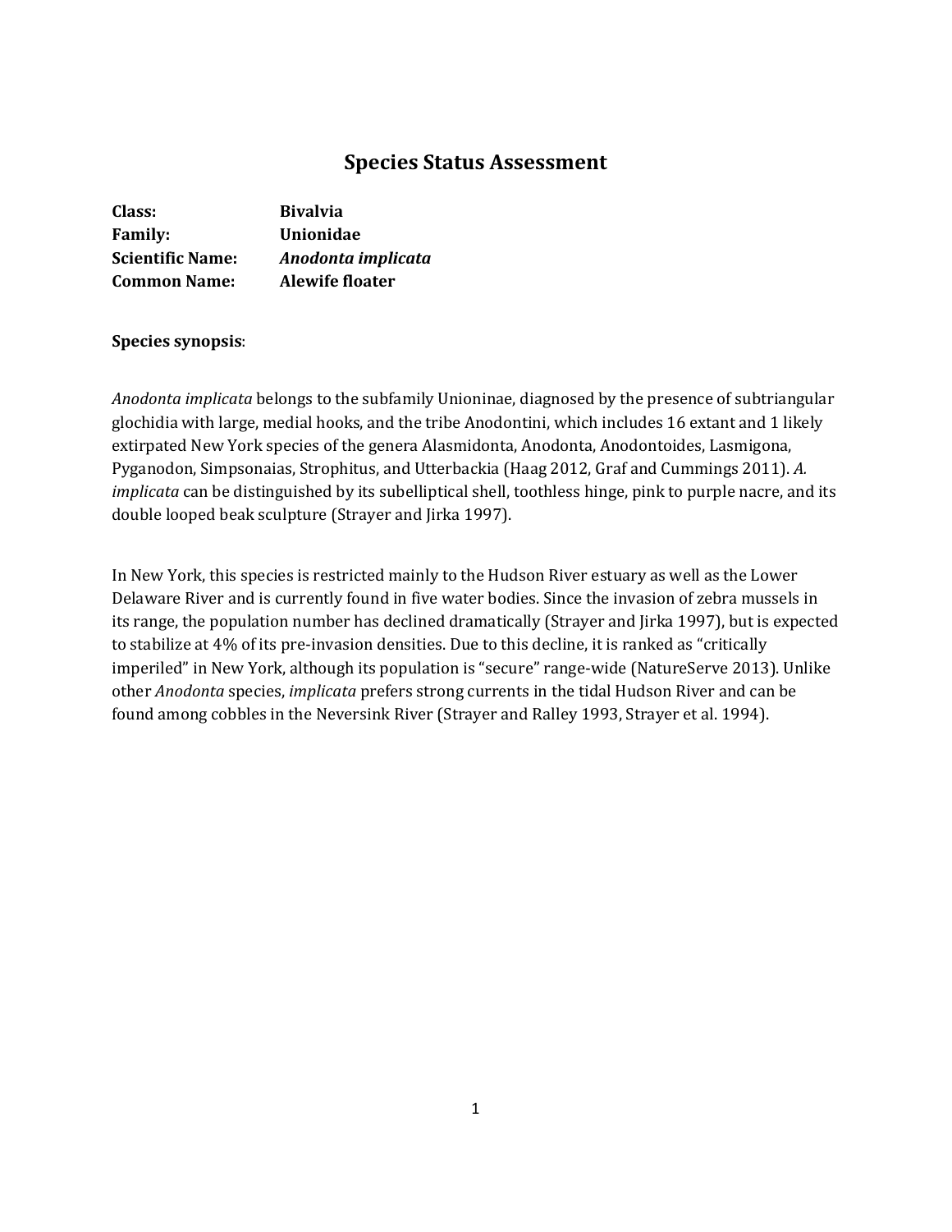# Species Status Assessment

**Class:** **Bivalvia**
**Family:** **Unionidae**
**Scientific Name:** ***Anodonta implicata***
**Common Name:** **Alewife floater**

**Species synopsis**:

*Anodonta implicata* belongs to the subfamily Unioninae, diagnosed by the presence of subtriangular glochidia with large, medial hooks, and the tribe Anodontini, which includes 16 extant and 1 likely extirpated New York species of the genera Alasmidonta, Anodonta, Anodontoides, Lasmigona, Pyganodon, Simpsonaias, Strophitus, and Utterbackia (Haag 2012, Graf and Cummings 2011). *A. implicata* can be distinguished by its subelliptical shell, toothless hinge, pink to purple nacre, and its double looped beak sculpture (Strayer and Jirka 1997).

In New York, this species is restricted mainly to the Hudson River estuary as well as the Lower Delaware River and is currently found in five water bodies. Since the invasion of zebra mussels in its range, the population number has declined dramatically (Strayer and Jirka 1997), but is expected to stabilize at 4% of its pre-invasion densities. Due to this decline, it is ranked as "critically imperiled" in New York, although its population is "secure" range-wide (NatureServe 2013). Unlike other *Anodonta* species, *implicata* prefers strong currents in the tidal Hudson River and can be found among cobbles in the Neversink River (Strayer and Ralley 1993, Strayer et al. 1994).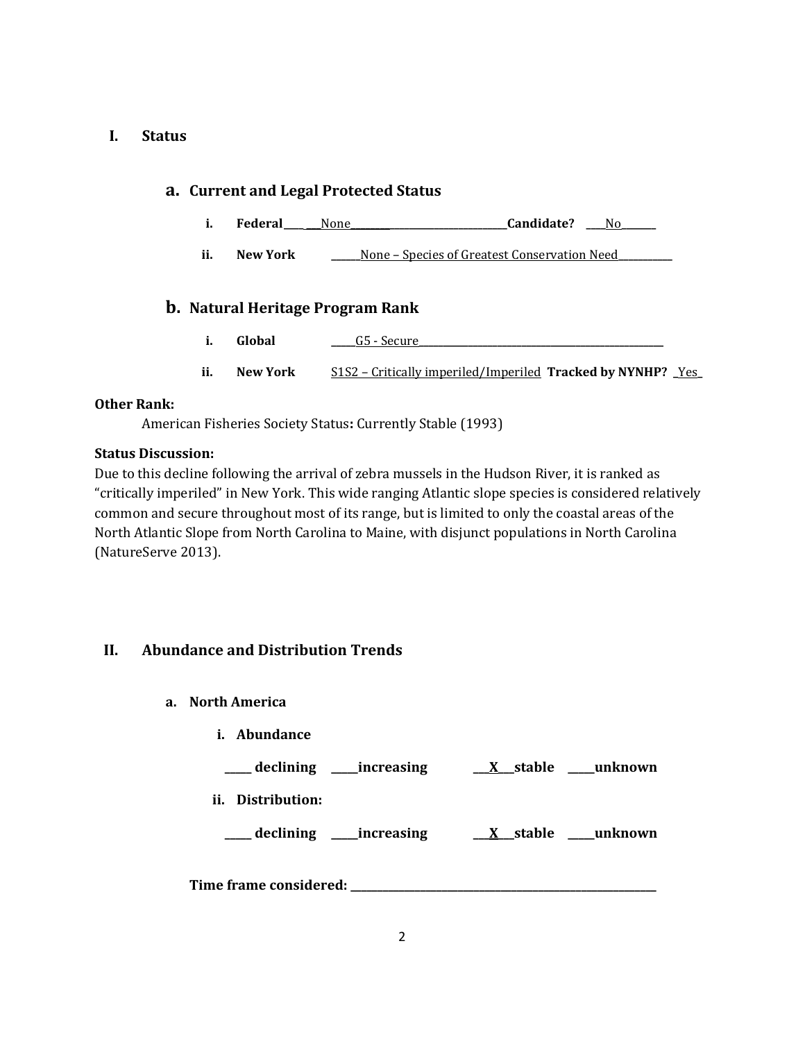## I. Status

### a. Current and Legal Protected Status

i. **Federal** ____ ___None_________________________________**Candidate?** ____No_______

ii. **New York** ______None – Species of Greatest Conservation Need___________

### b. Natural Heritage Program Rank

i. **Global** _____G5 - Secure___________________________________________________

ii. **New York** S1S2 – Critically imperiled/Imperiled **Tracked by NYNHP?** _Yes_

**Other Rank:**

American Fisheries Society Status**:** Currently Stable (1993)

**Status Discussion:**

Due to this decline following the arrival of zebra mussels in the Hudson River, it is ranked as "critically imperiled" in New York. This wide ranging Atlantic slope species is considered relatively common and secure throughout most of its range, but is limited to only the coastal areas of the North Atlantic Slope from North Carolina to Maine, with disjunct populations in North Carolina (NatureServe 2013).

## II. Abundance and Distribution Trends

### a. North America

i. **Abundance**

**_____ declining _____increasing ___X___stable _____unknown**

ii. **Distribution:**

**_____ declining _____increasing ___X___stable _____unknown**

**Time frame considered: ___________________________________________________________**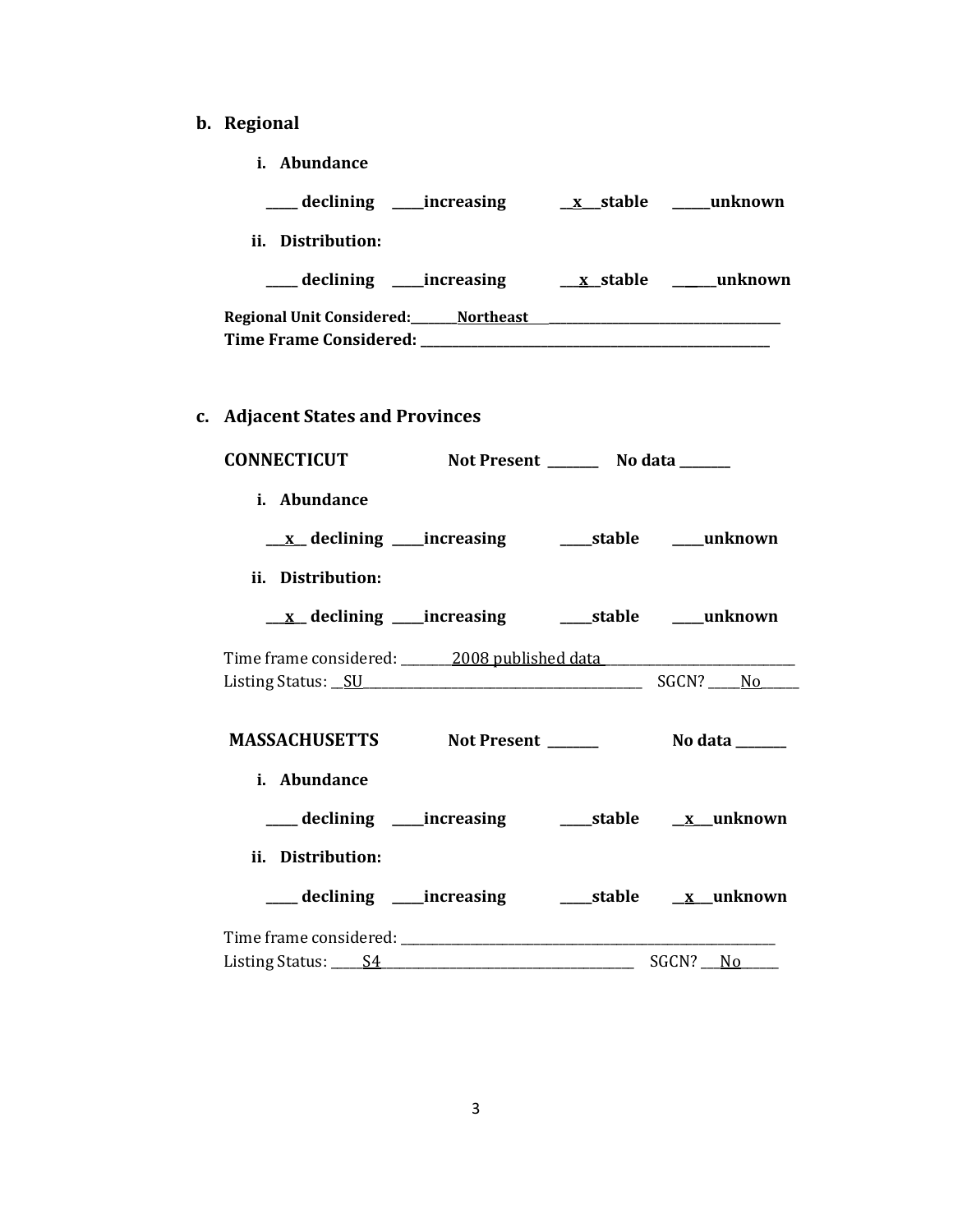**b. Regional**

**i. Abundance**

**_____ declining \_\_\_\_\_increasing \_\_x\_\_\_stable \_\_\_\_\_\_unknown**

**ii. Distribution:**

**_____ declining \_\_\_\_\_increasing \_\_\_x\_\_stable \_\_\_\_\_\_unknown**

**Regional Unit Considered:\_\_\_\_\_\_\_\_Northeast\_\_\_\_\_\_\_\_\_\_\_\_\_\_\_\_\_\_\_\_\_\_\_\_\_\_\_\_\_\_\_\_\_\_\_\_\_\_\_\_\_\_\_\_**
**Time Frame Considered: \_\_\_\_\_\_\_\_\_\_\_\_\_\_\_\_\_\_\_\_\_\_\_\_\_\_\_\_\_\_\_\_\_\_\_\_\_\_\_\_\_\_\_\_\_\_\_\_\_\_\_\_\_\_\_\_\_\_\_\_**

**c. Adjacent States and Provinces**

**CONNECTICUT** **Not Present \_\_\_\_\_\_\_\_ No data \_\_\_\_\_\_\_\_**

**i. Abundance**

**\_\_\_x\_\_ declining \_\_\_\_\_increasing \_\_\_\_\_stable \_\_\_\_\_unknown**

**ii. Distribution:**

**\_\_\_x\_\_ declining \_\_\_\_\_increasing \_\_\_\_\_stable \_\_\_\_\_unknown**

Time frame considered: \_\_\_\_\_\_\_\_2008 published data\_\_\_\_\_\_\_\_\_\_\_\_\_\_\_\_\_\_\_\_\_\_\_\_\_\_\_\_\_\_
Listing Status: \_\_SU\_\_\_\_\_\_\_\_\_\_\_\_\_\_\_\_\_\_\_\_\_\_\_\_\_\_\_\_\_\_\_\_\_\_\_\_\_\_\_\_\_\_\_ SGCN? \_\_\_\_\_No\_\_\_\_\_\_

**MASSACHUSETTS** **Not Present \_\_\_\_\_\_\_\_** **No data \_\_\_\_\_\_\_\_**

**i. Abundance**

**\_\_\_\_\_ declining \_\_\_\_\_increasing \_\_\_\_\_stable \_\_x\_\_\_unknown**

**ii. Distribution:**

**\_\_\_\_\_ declining \_\_\_\_\_increasing \_\_\_\_\_stable \_\_x\_\_\_unknown**

Time frame considered: \_\_\_\_\_\_\_\_\_\_\_\_\_\_\_\_\_\_\_\_\_\_\_\_\_\_\_\_\_\_\_\_\_\_\_\_\_\_\_\_\_\_\_\_\_\_\_\_\_\_\_\_\_\_\_\_\_\_\_\_
Listing Status: \_\_\_\_\_S4\_\_\_\_\_\_\_\_\_\_\_\_\_\_\_\_\_\_\_\_\_\_\_\_\_\_\_\_\_\_\_\_\_\_\_\_\_\_\_\_\_ SGCN? \_\_\_No\_\_\_\_\_\_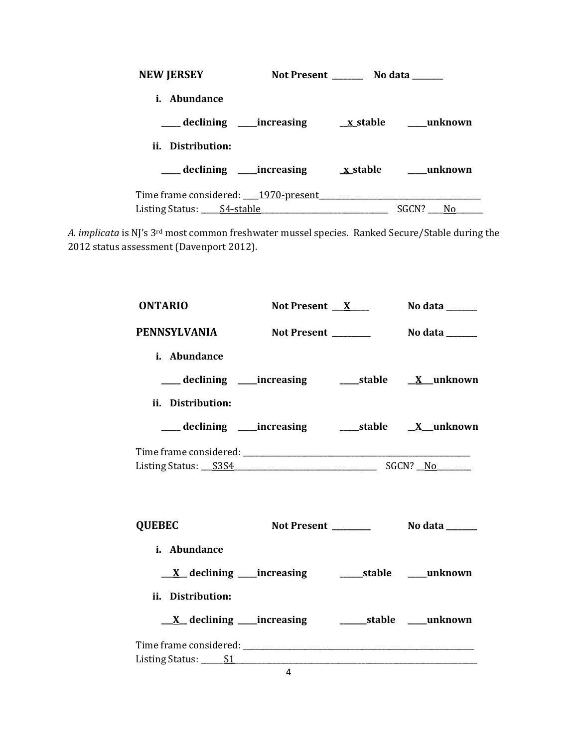**NEW JERSEY** Not Present _______ No data _______

**i. Abundance**

_____ declining _____increasing __x_stable _____unknown

**ii. Distribution:**

_____ declining _____increasing _x_stable _____unknown

Time frame considered: ____1970-present_______________________

Listing Status: _____S4-stable_______________________ SGCN? ____No______

*A. implicata* is NJ's 3rd most common freshwater mussel species. Ranked Secure/Stable during the 2012 status assessment (Davenport 2012).

**ONTARIO** Not Present ___X____ No data _______

**PENNSYLVANIA** Not Present _________ No data _______

**i. Abundance**

_____ declining _____increasing _____stable __X__unknown

**ii. Distribution:**

_____ declining _____increasing _____stable __X__unknown

Time frame considered: _______________________________

Listing Status: ___S3S4_______________________ SGCN? __No________

**QUEBEC** Not Present _________ No data _______

**i. Abundance**

__X__ declining _____increasing ______stable _____unknown

**ii. Distribution:**

__X__ declining _____increasing ______stable _____unknown

Time frame considered: _______________________________

Listing Status: ______S1_______________________________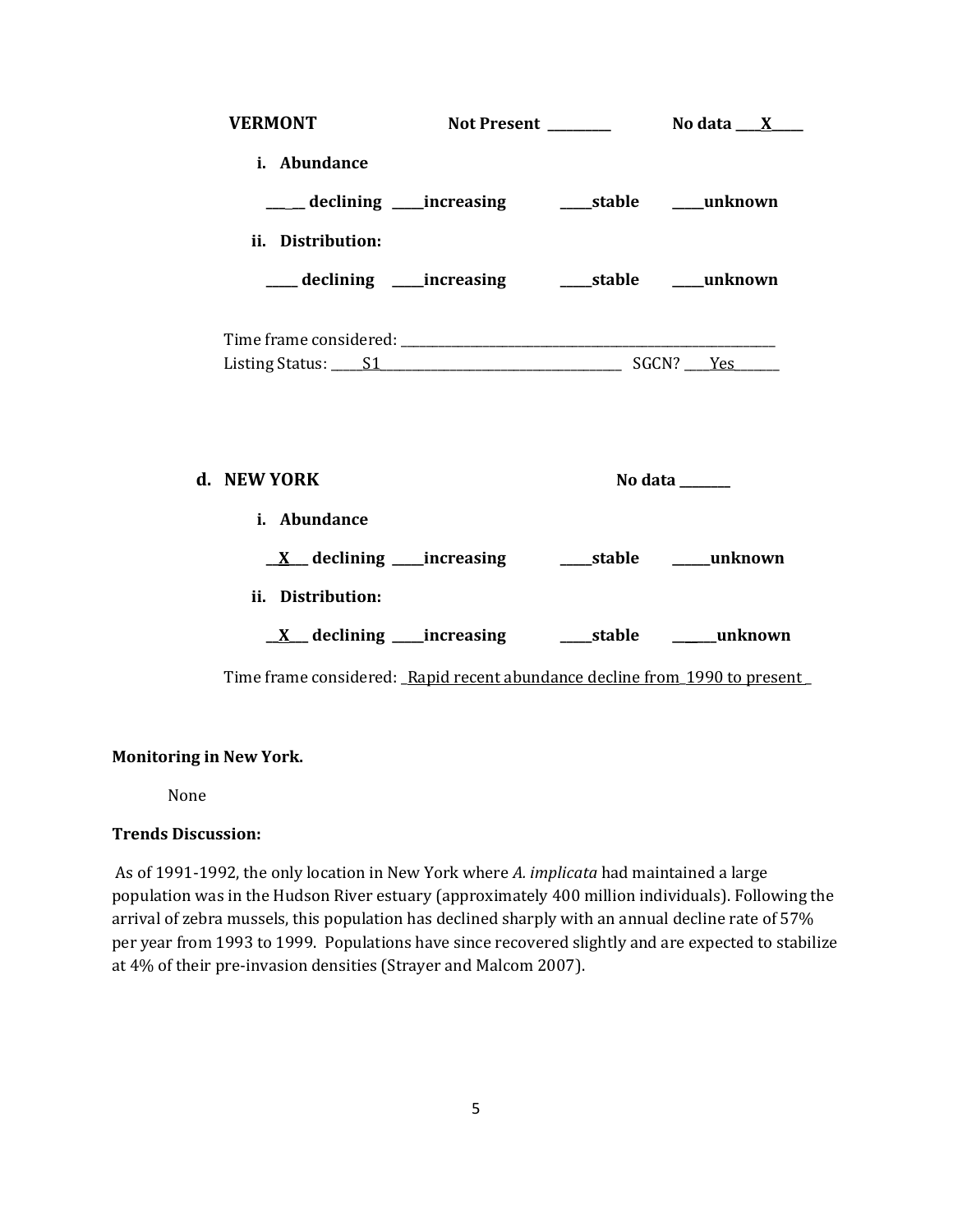**VERMONT** **Not Present \_\_\_\_\_\_\_\_\_\_** **No data \_\_\_\_X\_\_\_\_\_**

**i. Abundance**

**\_\_\_\_\_ declining \_\_\_\_\_increasing \_\_\_\_\_stable \_\_\_\_\_unknown**

**ii. Distribution:**

**\_\_\_\_\_ declining \_\_\_\_\_increasing \_\_\_\_\_stable \_\_\_\_\_unknown**

Time frame considered: \_\_\_\_\_\_\_\_\_\_\_\_\_\_\_\_\_\_\_\_\_\_\_\_\_\_\_\_\_\_\_\_\_\_\_\_\_\_\_\_\_\_\_\_\_\_\_\_\_\_\_\_\_\_\_\_\_\_\_

Listing Status: \_\_\_\_\_S1\_\_\_\_\_\_\_\_\_\_\_\_\_\_\_\_\_\_\_\_\_\_\_\_\_\_\_\_\_\_\_\_\_\_\_\_\_\_\_ SGCN? \_\_\_\_Yes\_\_\_\_\_\_\_\_

**d. NEW YORK** **No data \_\_\_\_\_\_\_\_**

**i. Abundance**

**\_\_X\_\_\_ declining \_\_\_\_\_increasing \_\_\_\_\_stable \_\_\_\_\_\_unknown**

**ii. Distribution:**

**\_\_X\_\_\_ declining \_\_\_\_\_increasing \_\_\_\_\_stable \_\_\_\_\_\_unknown**

Time frame considered: \_Rapid recent abundance decline from 1990 to present\_

**Monitoring in New York.**

None

**Trends Discussion:**

As of 1991-1992, the only location in New York where *A. implicata* had maintained a large population was in the Hudson River estuary (approximately 400 million individuals). Following the arrival of zebra mussels, this population has declined sharply with an annual decline rate of 57% per year from 1993 to 1999. Populations have since recovered slightly and are expected to stabilize at 4% of their pre-invasion densities (Strayer and Malcom 2007).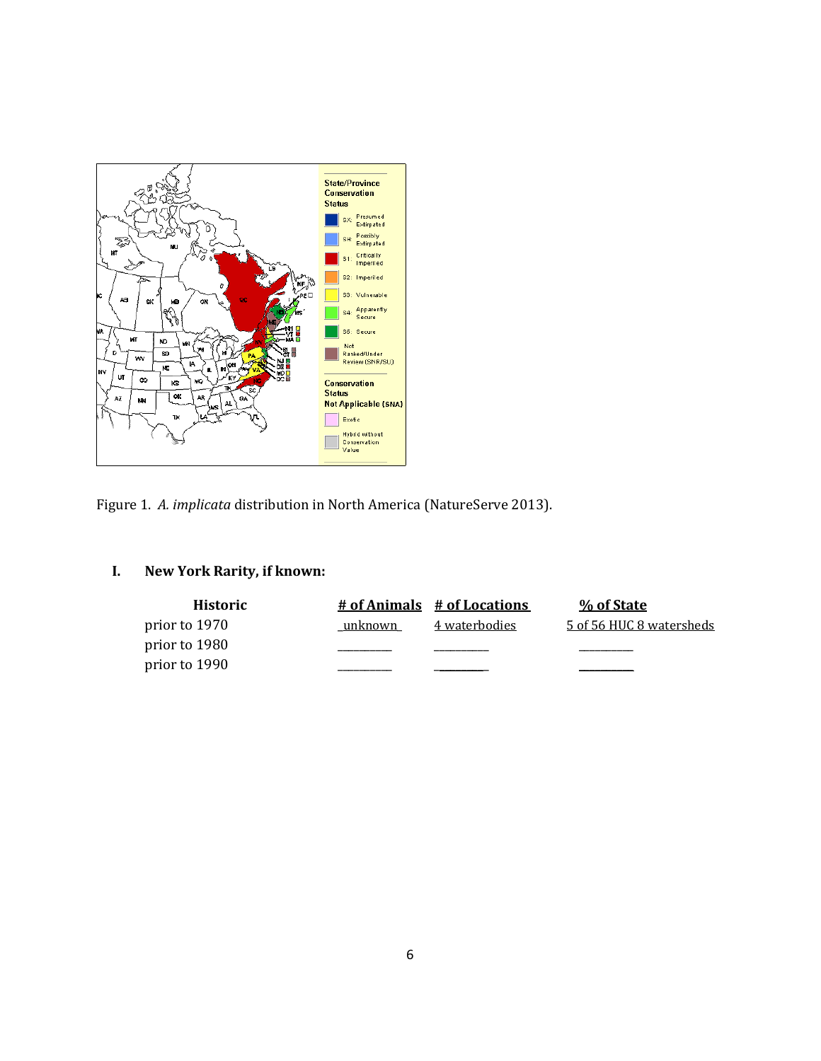Figure 1. *A. implicata* distribution in North America (NatureServe 2013).

## I. New York Rarity, if known:

| Historic | # of Animals | # of Locations | % of State |
|---|---|---|---|
| prior to 1970 | unknown | 4 waterbodies | 5 of 56 HUC 8 watersheds |
| prior to 1980 | ________ | ________ | ________ |
| prior to 1990 | ________ | ________ | ________ |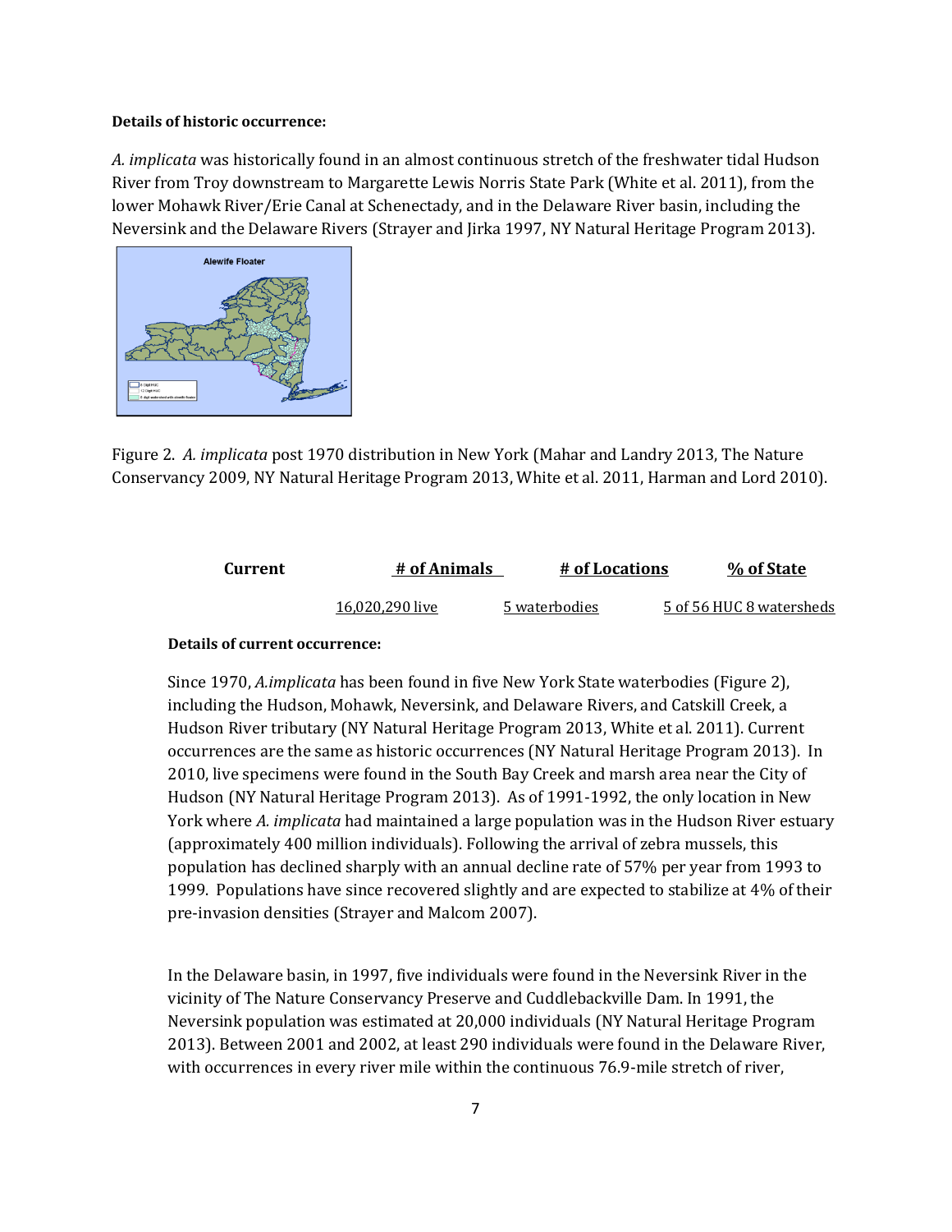**Details of historic occurrence:**

*A. implicata* was historically found in an almost continuous stretch of the freshwater tidal Hudson River from Troy downstream to Margarette Lewis Norris State Park (White et al. 2011), from the lower Mohawk River/Erie Canal at Schenectady, and in the Delaware River basin, including the Neversink and the Delaware Rivers (Strayer and Jirka 1997, NY Natural Heritage Program 2013).

Figure 2. *A. implicata* post 1970 distribution in New York (Mahar and Landry 2013, The Nature Conservancy 2009, NY Natural Heritage Program 2013, White et al. 2011, Harman and Lord 2010).

| Current | # of Animals | # of Locations | % of State |
|---|---|---|---|
| | 16,020,290 live | 5 waterbodies | 5 of 56 HUC 8 watersheds |

**Details of current occurrence:**

Since 1970, *A.implicata* has been found in five New York State waterbodies (Figure 2), including the Hudson, Mohawk, Neversink, and Delaware Rivers, and Catskill Creek, a Hudson River tributary (NY Natural Heritage Program 2013, White et al. 2011). Current occurrences are the same as historic occurrences (NY Natural Heritage Program 2013). In 2010, live specimens were found in the South Bay Creek and marsh area near the City of Hudson (NY Natural Heritage Program 2013). As of 1991-1992, the only location in New York where *A. implicata* had maintained a large population was in the Hudson River estuary (approximately 400 million individuals). Following the arrival of zebra mussels, this population has declined sharply with an annual decline rate of 57% per year from 1993 to 1999. Populations have since recovered slightly and are expected to stabilize at 4% of their pre-invasion densities (Strayer and Malcom 2007).

In the Delaware basin, in 1997, five individuals were found in the Neversink River in the vicinity of The Nature Conservancy Preserve and Cuddlebackville Dam. In 1991, the Neversink population was estimated at 20,000 individuals (NY Natural Heritage Program 2013). Between 2001 and 2002, at least 290 individuals were found in the Delaware River, with occurrences in every river mile within the continuous 76.9-mile stretch of river,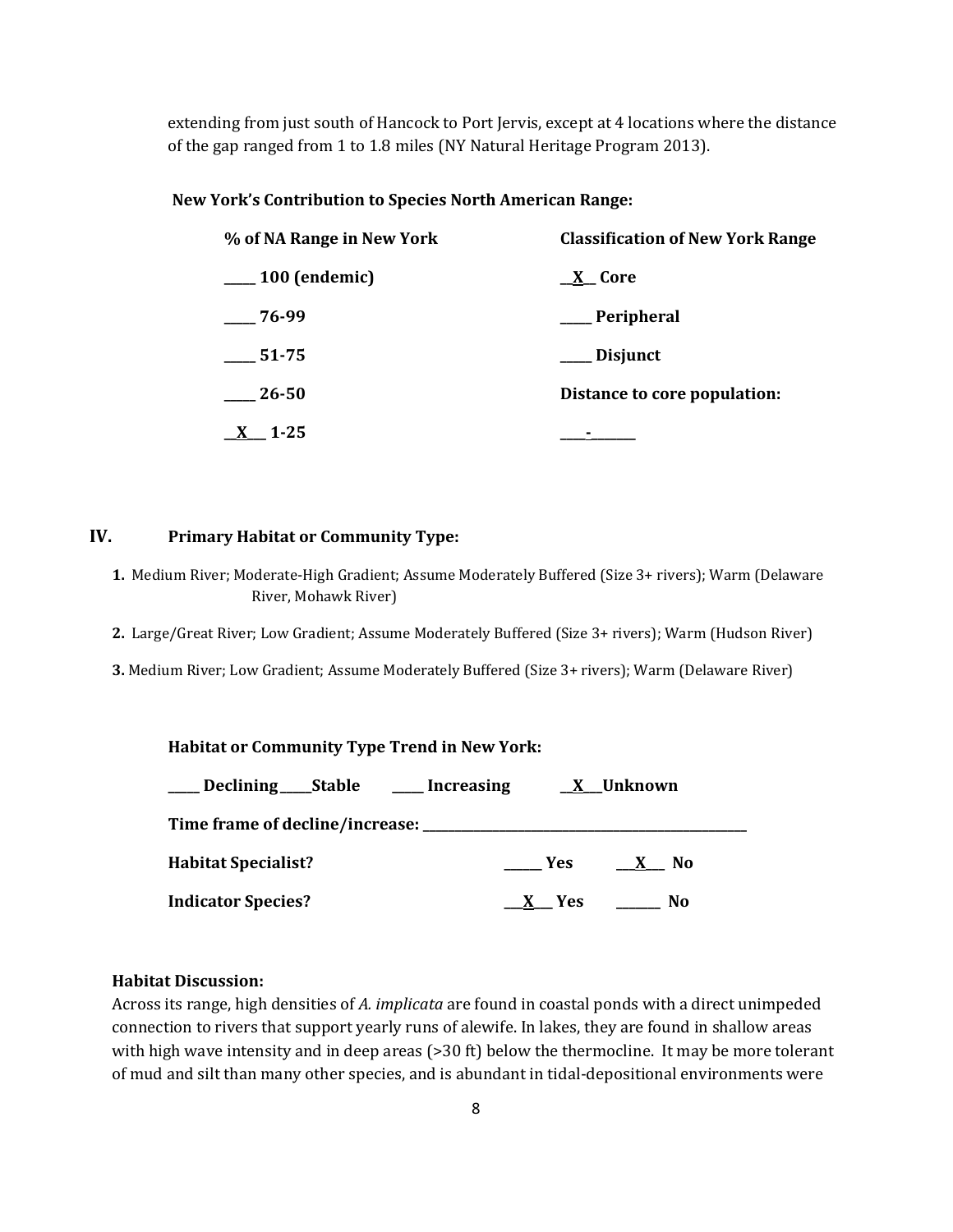extending from just south of Hancock to Port Jervis, except at 4 locations where the distance of the gap ranged from 1 to 1.8 miles (NY Natural Heritage Program 2013).

**New York's Contribution to Species North American Range:**

| % of NA Range in New York | Classification of New York Range |
|---|---|
| ____ 100 (endemic) | __X__ Core |
| ____ 76-99 | ____ Peripheral |
| ____ 51-75 | ____ Disjunct |
| ____ 26-50 | Distance to core population: |
| __X__ 1-25 | ____-______ |

## IV. Primary Habitat or Community Type:

1. Medium River; Moderate-High Gradient; Assume Moderately Buffered (Size 3+ rivers); Warm (Delaware River, Mohawk River)
2. Large/Great River; Low Gradient; Assume Moderately Buffered (Size 3+ rivers); Warm (Hudson River)
3. Medium River; Low Gradient; Assume Moderately Buffered (Size 3+ rivers); Warm (Delaware River)

**Habitat or Community Type Trend in New York:**

____ **Declining** ____ **Stable** ____ **Increasing** __X__ **Unknown**

**Time frame of decline/increase:** ______________________________

**Habitat Specialist?** ______ **Yes** __X__ **No**

**Indicator Species?** __X__ **Yes** ______ **No**

**Habitat Discussion:**

Across its range, high densities of *A. implicata* are found in coastal ponds with a direct unimpeded connection to rivers that support yearly runs of alewife. In lakes, they are found in shallow areas with high wave intensity and in deep areas (>30 ft) below the thermocline. It may be more tolerant of mud and silt than many other species, and is abundant in tidal-depositional environments were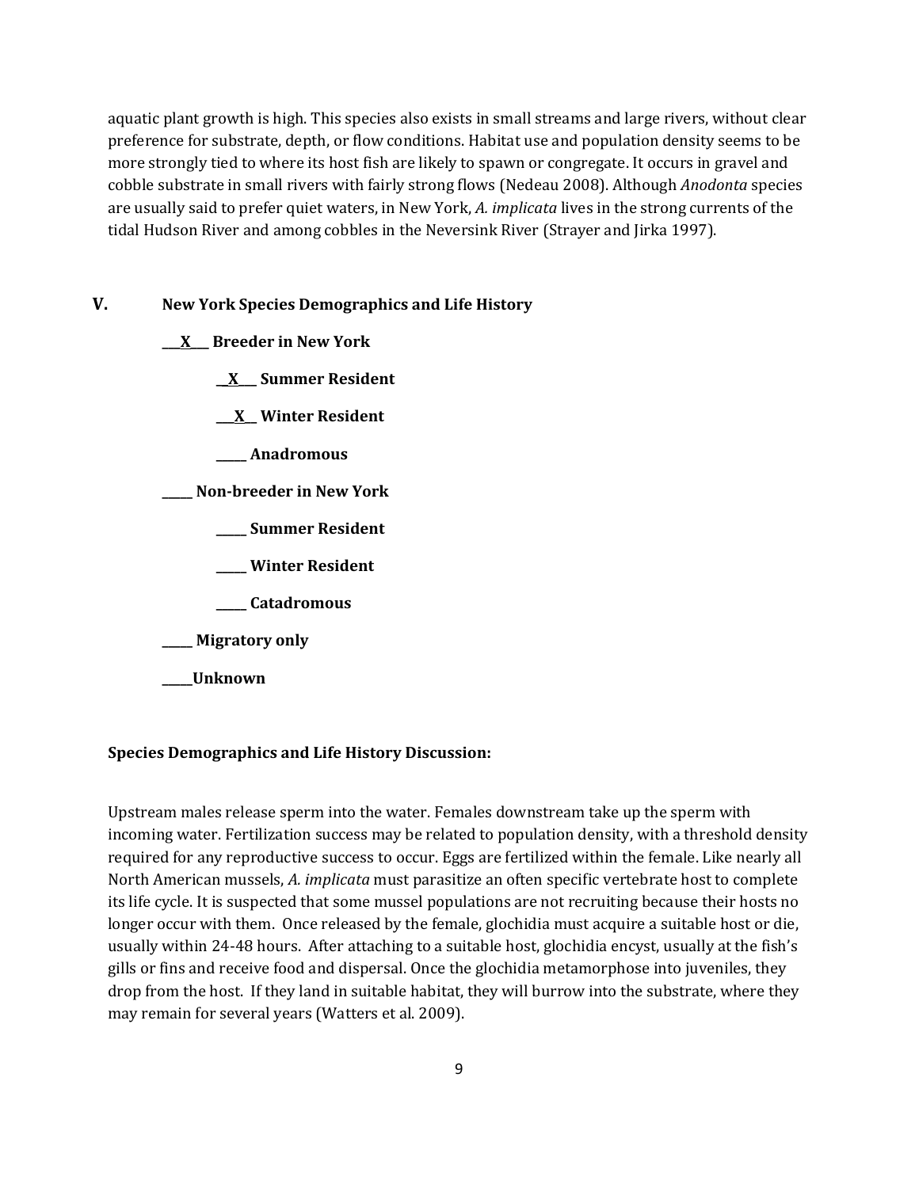aquatic plant growth is high. This species also exists in small streams and large rivers, without clear preference for substrate, depth, or flow conditions. Habitat use and population density seems to be more strongly tied to where its host fish are likely to spawn or congregate. It occurs in gravel and cobble substrate in small rivers with fairly strong flows (Nedeau 2008). Although *Anodonta* species are usually said to prefer quiet waters, in New York, *A. implicata* lives in the strong currents of the tidal Hudson River and among cobbles in the Neversink River (Strayer and Jirka 1997).

## V. New York Species Demographics and Life History

**\_\_\_X\_\_\_ Breeder in New York**

- **\_\_X\_\_\_ Summer Resident**
- **\_\_\_X\_\_ Winter Resident**
- **\_\_\_\_\_ Anadromous**

**\_\_\_\_\_ Non-breeder in New York**

- **\_\_\_\_\_ Summer Resident**
- **\_\_\_\_\_ Winter Resident**
- **\_\_\_\_\_ Catadromous**

**\_\_\_\_\_ Migratory only**

**\_\_\_\_\_Unknown**

**Species Demographics and Life History Discussion:**

Upstream males release sperm into the water. Females downstream take up the sperm with incoming water. Fertilization success may be related to population density, with a threshold density required for any reproductive success to occur. Eggs are fertilized within the female. Like nearly all North American mussels, *A. implicata* must parasitize an often specific vertebrate host to complete its life cycle. It is suspected that some mussel populations are not recruiting because their hosts no longer occur with them. Once released by the female, glochidia must acquire a suitable host or die, usually within 24-48 hours. After attaching to a suitable host, glochidia encyst, usually at the fish's gills or fins and receive food and dispersal. Once the glochidia metamorphose into juveniles, they drop from the host. If they land in suitable habitat, they will burrow into the substrate, where they may remain for several years (Watters et al. 2009).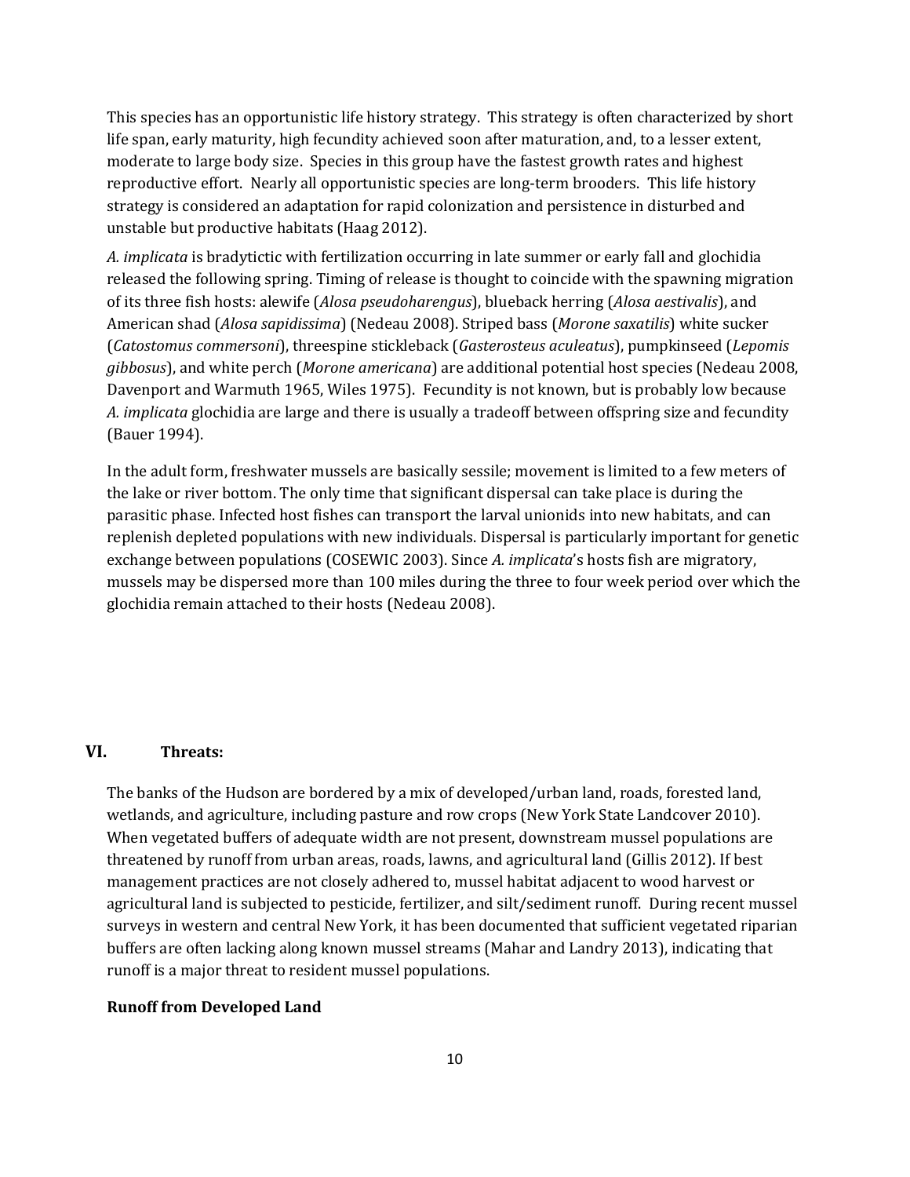This species has an opportunistic life history strategy. This strategy is often characterized by short life span, early maturity, high fecundity achieved soon after maturation, and, to a lesser extent, moderate to large body size. Species in this group have the fastest growth rates and highest reproductive effort. Nearly all opportunistic species are long-term brooders. This life history strategy is considered an adaptation for rapid colonization and persistence in disturbed and unstable but productive habitats (Haag 2012).

*A. implicata* is bradytictic with fertilization occurring in late summer or early fall and glochidia released the following spring. Timing of release is thought to coincide with the spawning migration of its three fish hosts: alewife (*Alosa pseudoharengus*), blueback herring (*Alosa aestivalis*), and American shad (*Alosa sapidissima*) (Nedeau 2008). Striped bass (*Morone saxatilis*) white sucker (*Catostomus commersoni*), threespine stickleback (*Gasterosteus aculeatus*), pumpkinseed (*Lepomis gibbosus*), and white perch (*Morone americana*) are additional potential host species (Nedeau 2008, Davenport and Warmuth 1965, Wiles 1975). Fecundity is not known, but is probably low because *A. implicata* glochidia are large and there is usually a tradeoff between offspring size and fecundity (Bauer 1994).

In the adult form, freshwater mussels are basically sessile; movement is limited to a few meters of the lake or river bottom. The only time that significant dispersal can take place is during the parasitic phase. Infected host fishes can transport the larval unionids into new habitats, and can replenish depleted populations with new individuals. Dispersal is particularly important for genetic exchange between populations (COSEWIC 2003). Since *A. implicata*'s hosts fish are migratory, mussels may be dispersed more than 100 miles during the three to four week period over which the glochidia remain attached to their hosts (Nedeau 2008).

## VI. Threats:

The banks of the Hudson are bordered by a mix of developed/urban land, roads, forested land, wetlands, and agriculture, including pasture and row crops (New York State Landcover 2010). When vegetated buffers of adequate width are not present, downstream mussel populations are threatened by runoff from urban areas, roads, lawns, and agricultural land (Gillis 2012). If best management practices are not closely adhered to, mussel habitat adjacent to wood harvest or agricultural land is subjected to pesticide, fertilizer, and silt/sediment runoff. During recent mussel surveys in western and central New York, it has been documented that sufficient vegetated riparian buffers are often lacking along known mussel streams (Mahar and Landry 2013), indicating that runoff is a major threat to resident mussel populations.

**Runoff from Developed Land**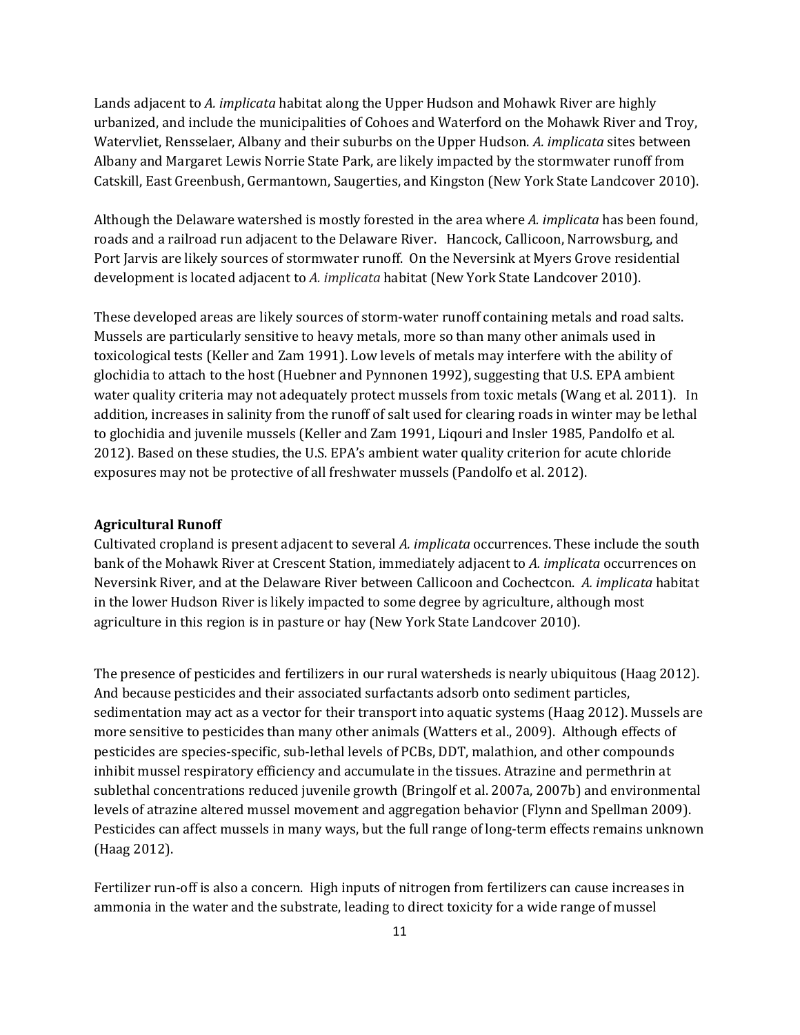Lands adjacent to *A. implicata* habitat along the Upper Hudson and Mohawk River are highly urbanized, and include the municipalities of Cohoes and Waterford on the Mohawk River and Troy, Watervliet, Rensselaer, Albany and their suburbs on the Upper Hudson. *A. implicata* sites between Albany and Margaret Lewis Norrie State Park, are likely impacted by the stormwater runoff from Catskill, East Greenbush, Germantown, Saugerties, and Kingston (New York State Landcover 2010).

Although the Delaware watershed is mostly forested in the area where *A. implicata* has been found, roads and a railroad run adjacent to the Delaware River. Hancock, Callicoon, Narrowsburg, and Port Jarvis are likely sources of stormwater runoff. On the Neversink at Myers Grove residential development is located adjacent to *A. implicata* habitat (New York State Landcover 2010).

These developed areas are likely sources of storm-water runoff containing metals and road salts. Mussels are particularly sensitive to heavy metals, more so than many other animals used in toxicological tests (Keller and Zam 1991). Low levels of metals may interfere with the ability of glochidia to attach to the host (Huebner and Pynnonen 1992), suggesting that U.S. EPA ambient water quality criteria may not adequately protect mussels from toxic metals (Wang et al. 2011). In addition, increases in salinity from the runoff of salt used for clearing roads in winter may be lethal to glochidia and juvenile mussels (Keller and Zam 1991, Liqouri and Insler 1985, Pandolfo et al. 2012). Based on these studies, the U.S. EPA's ambient water quality criterion for acute chloride exposures may not be protective of all freshwater mussels (Pandolfo et al. 2012).

**Agricultural Runoff**

Cultivated cropland is present adjacent to several *A. implicata* occurrences. These include the south bank of the Mohawk River at Crescent Station, immediately adjacent to *A. implicata* occurrences on Neversink River, and at the Delaware River between Callicoon and Cochectcon. *A. implicata* habitat in the lower Hudson River is likely impacted to some degree by agriculture, although most agriculture in this region is in pasture or hay (New York State Landcover 2010).

The presence of pesticides and fertilizers in our rural watersheds is nearly ubiquitous (Haag 2012). And because pesticides and their associated surfactants adsorb onto sediment particles, sedimentation may act as a vector for their transport into aquatic systems (Haag 2012). Mussels are more sensitive to pesticides than many other animals (Watters et al., 2009). Although effects of pesticides are species-specific, sub-lethal levels of PCBs, DDT, malathion, and other compounds inhibit mussel respiratory efficiency and accumulate in the tissues. Atrazine and permethrin at sublethal concentrations reduced juvenile growth (Bringolf et al. 2007a, 2007b) and environmental levels of atrazine altered mussel movement and aggregation behavior (Flynn and Spellman 2009). Pesticides can affect mussels in many ways, but the full range of long-term effects remains unknown (Haag 2012).

Fertilizer run-off is also a concern. High inputs of nitrogen from fertilizers can cause increases in ammonia in the water and the substrate, leading to direct toxicity for a wide range of mussel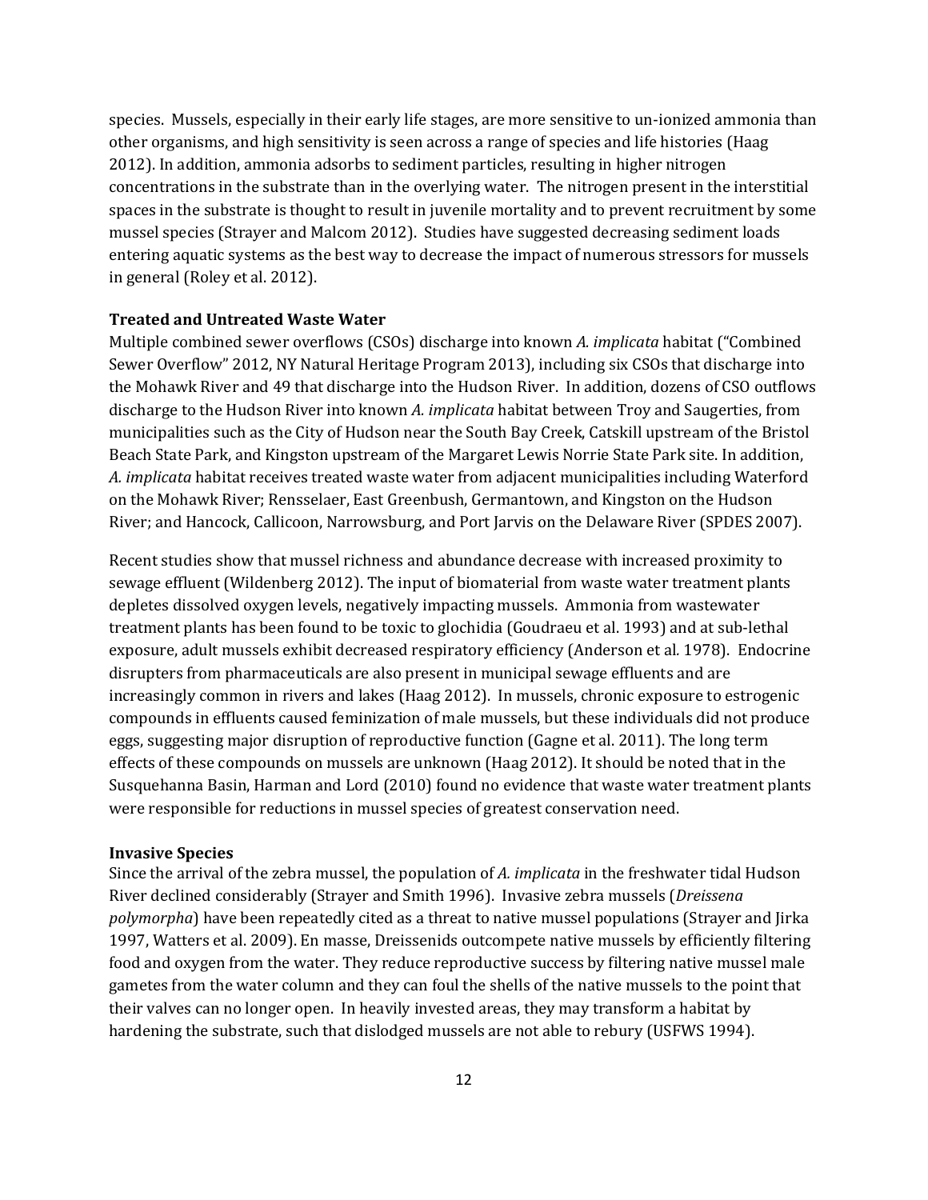species. Mussels, especially in their early life stages, are more sensitive to un-ionized ammonia than other organisms, and high sensitivity is seen across a range of species and life histories (Haag 2012). In addition, ammonia adsorbs to sediment particles, resulting in higher nitrogen concentrations in the substrate than in the overlying water. The nitrogen present in the interstitial spaces in the substrate is thought to result in juvenile mortality and to prevent recruitment by some mussel species (Strayer and Malcom 2012). Studies have suggested decreasing sediment loads entering aquatic systems as the best way to decrease the impact of numerous stressors for mussels in general (Roley et al. 2012).

**Treated and Untreated Waste Water**

Multiple combined sewer overflows (CSOs) discharge into known *A. implicata* habitat ("Combined Sewer Overflow" 2012, NY Natural Heritage Program 2013), including six CSOs that discharge into the Mohawk River and 49 that discharge into the Hudson River. In addition, dozens of CSO outflows discharge to the Hudson River into known *A. implicata* habitat between Troy and Saugerties, from municipalities such as the City of Hudson near the South Bay Creek, Catskill upstream of the Bristol Beach State Park, and Kingston upstream of the Margaret Lewis Norrie State Park site. In addition, *A. implicata* habitat receives treated waste water from adjacent municipalities including Waterford on the Mohawk River; Rensselaer, East Greenbush, Germantown, and Kingston on the Hudson River; and Hancock, Callicoon, Narrowsburg, and Port Jarvis on the Delaware River (SPDES 2007).

Recent studies show that mussel richness and abundance decrease with increased proximity to sewage effluent (Wildenberg 2012). The input of biomaterial from waste water treatment plants depletes dissolved oxygen levels, negatively impacting mussels. Ammonia from wastewater treatment plants has been found to be toxic to glochidia (Goudraeu et al. 1993) and at sub-lethal exposure, adult mussels exhibit decreased respiratory efficiency (Anderson et al. 1978). Endocrine disrupters from pharmaceuticals are also present in municipal sewage effluents and are increasingly common in rivers and lakes (Haag 2012). In mussels, chronic exposure to estrogenic compounds in effluents caused feminization of male mussels, but these individuals did not produce eggs, suggesting major disruption of reproductive function (Gagne et al. 2011). The long term effects of these compounds on mussels are unknown (Haag 2012). It should be noted that in the Susquehanna Basin, Harman and Lord (2010) found no evidence that waste water treatment plants were responsible for reductions in mussel species of greatest conservation need.

**Invasive Species**

Since the arrival of the zebra mussel, the population of *A. implicata* in the freshwater tidal Hudson River declined considerably (Strayer and Smith 1996). Invasive zebra mussels (*Dreissena polymorpha*) have been repeatedly cited as a threat to native mussel populations (Strayer and Jirka 1997, Watters et al. 2009). En masse, Dreissenids outcompete native mussels by efficiently filtering food and oxygen from the water. They reduce reproductive success by filtering native mussel male gametes from the water column and they can foul the shells of the native mussels to the point that their valves can no longer open. In heavily invested areas, they may transform a habitat by hardening the substrate, such that dislodged mussels are not able to rebury (USFWS 1994).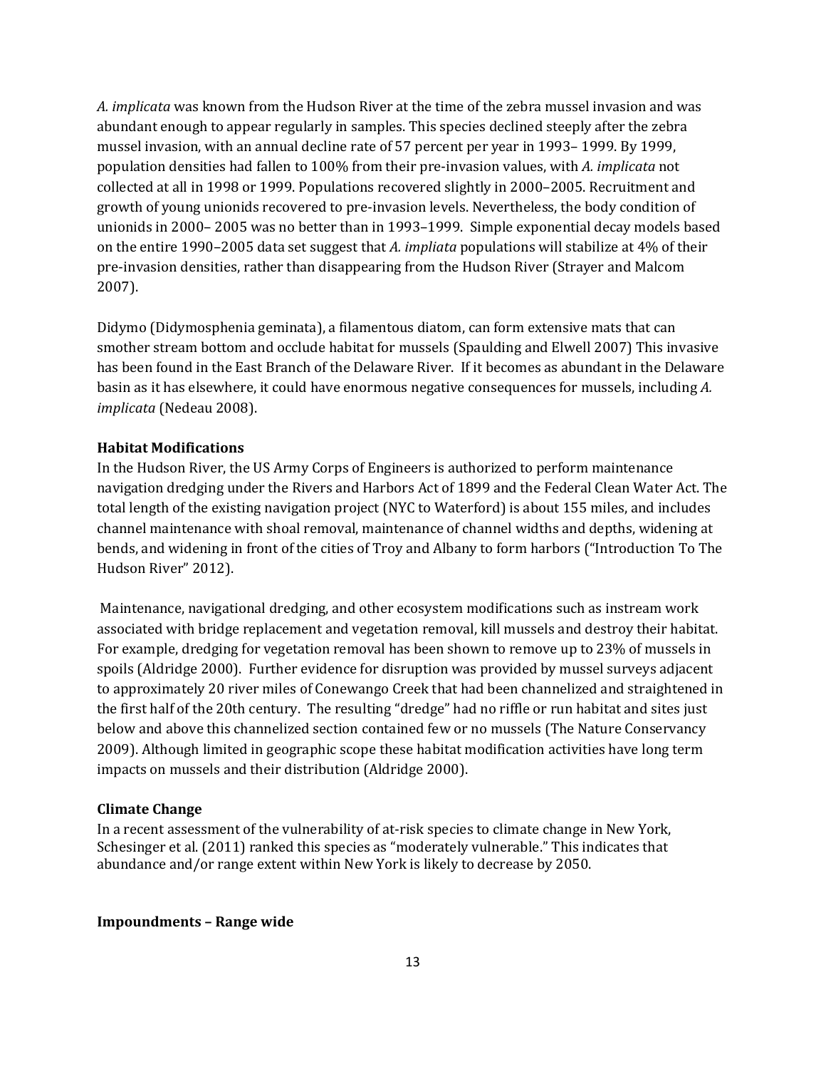*A. implicata* was known from the Hudson River at the time of the zebra mussel invasion and was abundant enough to appear regularly in samples. This species declined steeply after the zebra mussel invasion, with an annual decline rate of 57 percent per year in 1993– 1999. By 1999, population densities had fallen to 100% from their pre-invasion values, with *A. implicata* not collected at all in 1998 or 1999. Populations recovered slightly in 2000–2005. Recruitment and growth of young unionids recovered to pre-invasion levels. Nevertheless, the body condition of unionids in 2000– 2005 was no better than in 1993–1999. Simple exponential decay models based on the entire 1990–2005 data set suggest that *A. impliata* populations will stabilize at 4% of their pre-invasion densities, rather than disappearing from the Hudson River (Strayer and Malcom 2007).

Didymo (Didymosphenia geminata), a filamentous diatom, can form extensive mats that can smother stream bottom and occlude habitat for mussels (Spaulding and Elwell 2007) This invasive has been found in the East Branch of the Delaware River. If it becomes as abundant in the Delaware basin as it has elsewhere, it could have enormous negative consequences for mussels, including *A. implicata* (Nedeau 2008).

**Habitat Modifications**

In the Hudson River, the US Army Corps of Engineers is authorized to perform maintenance navigation dredging under the Rivers and Harbors Act of 1899 and the Federal Clean Water Act. The total length of the existing navigation project (NYC to Waterford) is about 155 miles, and includes channel maintenance with shoal removal, maintenance of channel widths and depths, widening at bends, and widening in front of the cities of Troy and Albany to form harbors ("Introduction To The Hudson River" 2012).

Maintenance, navigational dredging, and other ecosystem modifications such as instream work associated with bridge replacement and vegetation removal, kill mussels and destroy their habitat. For example, dredging for vegetation removal has been shown to remove up to 23% of mussels in spoils (Aldridge 2000). Further evidence for disruption was provided by mussel surveys adjacent to approximately 20 river miles of Conewango Creek that had been channelized and straightened in the first half of the 20th century. The resulting "dredge" had no riffle or run habitat and sites just below and above this channelized section contained few or no mussels (The Nature Conservancy 2009). Although limited in geographic scope these habitat modification activities have long term impacts on mussels and their distribution (Aldridge 2000).

**Climate Change**

In a recent assessment of the vulnerability of at-risk species to climate change in New York, Schesinger et al. (2011) ranked this species as "moderately vulnerable." This indicates that abundance and/or range extent within New York is likely to decrease by 2050.

**Impoundments – Range wide**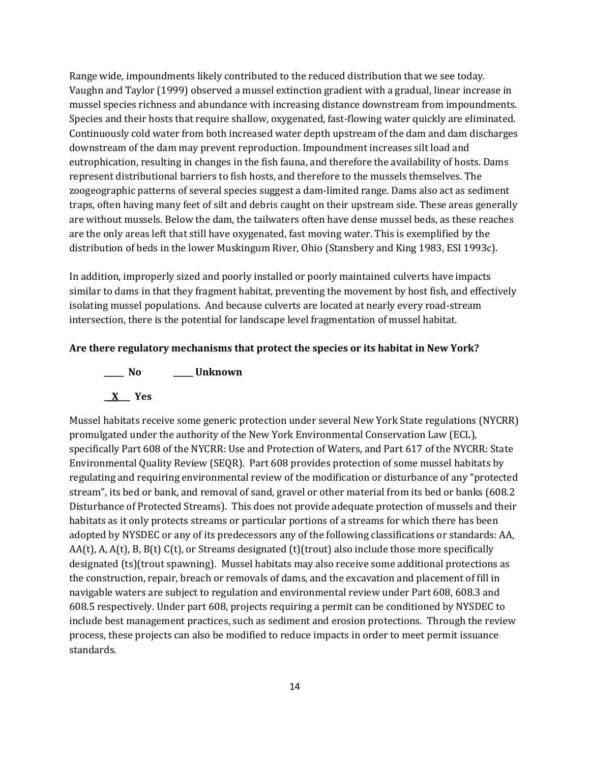Range wide, impoundments likely contributed to the reduced distribution that we see today. Vaughn and Taylor (1999) observed a mussel extinction gradient with a gradual, linear increase in mussel species richness and abundance with increasing distance downstream from impoundments. Species and their hosts that require shallow, oxygenated, fast-flowing water quickly are eliminated. Continuously cold water from both increased water depth upstream of the dam and dam discharges downstream of the dam may prevent reproduction. Impoundment increases silt load and eutrophication, resulting in changes in the fish fauna, and therefore the availability of hosts. Dams represent distributional barriers to fish hosts, and therefore to the mussels themselves. The zoogeographic patterns of several species suggest a dam-limited range. Dams also act as sediment traps, often having many feet of silt and debris caught on their upstream side. These areas generally are without mussels. Below the dam, the tailwaters often have dense mussel beds, as these reaches are the only areas left that still have oxygenated, fast moving water. This is exemplified by the distribution of beds in the lower Muskingum River, Ohio (Stansbery and King 1983, ESI 1993c).

In addition, improperly sized and poorly installed or poorly maintained culverts have impacts similar to dams in that they fragment habitat, preventing the movement by host fish, and effectively isolating mussel populations. And because culverts are located at nearly every road-stream intersection, there is the potential for landscape level fragmentation of mussel habitat.

**Are there regulatory mechanisms that protect the species or its habitat in New York?**

**_____ No** **_____ Unknown**

**__X___ Yes**

Mussel habitats receive some generic protection under several New York State regulations (NYCRR) promulgated under the authority of the New York Environmental Conservation Law (ECL), specifically Part 608 of the NYCRR: Use and Protection of Waters, and Part 617 of the NYCRR: State Environmental Quality Review (SEQR). Part 608 provides protection of some mussel habitats by regulating and requiring environmental review of the modification or disturbance of any "protected stream", its bed or bank, and removal of sand, gravel or other material from its bed or banks (608.2 Disturbance of Protected Streams). This does not provide adequate protection of mussels and their habitats as it only protects streams or particular portions of a streams for which there has been adopted by NYSDEC or any of its predecessors any of the following classifications or standards: AA, AA(t), A, A(t), B, B(t) C(t), or Streams designated (t)(trout) also include those more specifically designated (ts)(trout spawning). Mussel habitats may also receive some additional protections as the construction, repair, breach or removals of dams, and the excavation and placement of fill in navigable waters are subject to regulation and environmental review under Part 608, 608.3 and 608.5 respectively. Under part 608, projects requiring a permit can be conditioned by NYSDEC to include best management practices, such as sediment and erosion protections. Through the review process, these projects can also be modified to reduce impacts in order to meet permit issuance standards.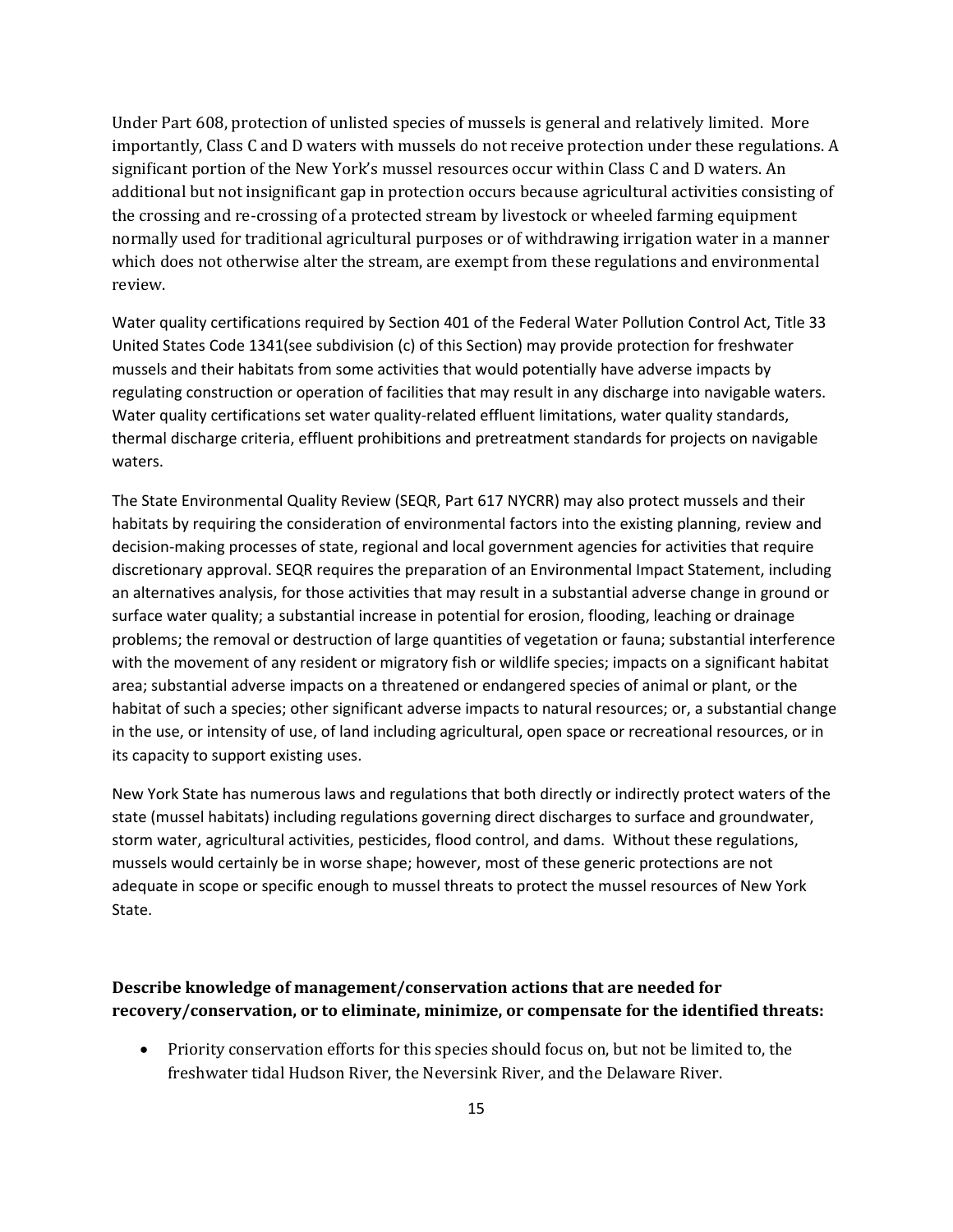Under Part 608, protection of unlisted species of mussels is general and relatively limited. More importantly, Class C and D waters with mussels do not receive protection under these regulations. A significant portion of the New York's mussel resources occur within Class C and D waters. An additional but not insignificant gap in protection occurs because agricultural activities consisting of the crossing and re-crossing of a protected stream by livestock or wheeled farming equipment normally used for traditional agricultural purposes or of withdrawing irrigation water in a manner which does not otherwise alter the stream, are exempt from these regulations and environmental review.

Water quality certifications required by Section 401 of the Federal Water Pollution Control Act, Title 33 United States Code 1341(see subdivision (c) of this Section) may provide protection for freshwater mussels and their habitats from some activities that would potentially have adverse impacts by regulating construction or operation of facilities that may result in any discharge into navigable waters. Water quality certifications set water quality-related effluent limitations, water quality standards, thermal discharge criteria, effluent prohibitions and pretreatment standards for projects on navigable waters.

The State Environmental Quality Review (SEQR, Part 617 NYCRR) may also protect mussels and their habitats by requiring the consideration of environmental factors into the existing planning, review and decision-making processes of state, regional and local government agencies for activities that require discretionary approval. SEQR requires the preparation of an Environmental Impact Statement, including an alternatives analysis, for those activities that may result in a substantial adverse change in ground or surface water quality; a substantial increase in potential for erosion, flooding, leaching or drainage problems; the removal or destruction of large quantities of vegetation or fauna; substantial interference with the movement of any resident or migratory fish or wildlife species; impacts on a significant habitat area; substantial adverse impacts on a threatened or endangered species of animal or plant, or the habitat of such a species; other significant adverse impacts to natural resources; or, a substantial change in the use, or intensity of use, of land including agricultural, open space or recreational resources, or in its capacity to support existing uses.

New York State has numerous laws and regulations that both directly or indirectly protect waters of the state (mussel habitats) including regulations governing direct discharges to surface and groundwater, storm water, agricultural activities, pesticides, flood control, and dams. Without these regulations, mussels would certainly be in worse shape; however, most of these generic protections are not adequate in scope or specific enough to mussel threats to protect the mussel resources of New York State.

**Describe knowledge of management/conservation actions that are needed for recovery/conservation, or to eliminate, minimize, or compensate for the identified threats:**

- Priority conservation efforts for this species should focus on, but not be limited to, the freshwater tidal Hudson River, the Neversink River, and the Delaware River.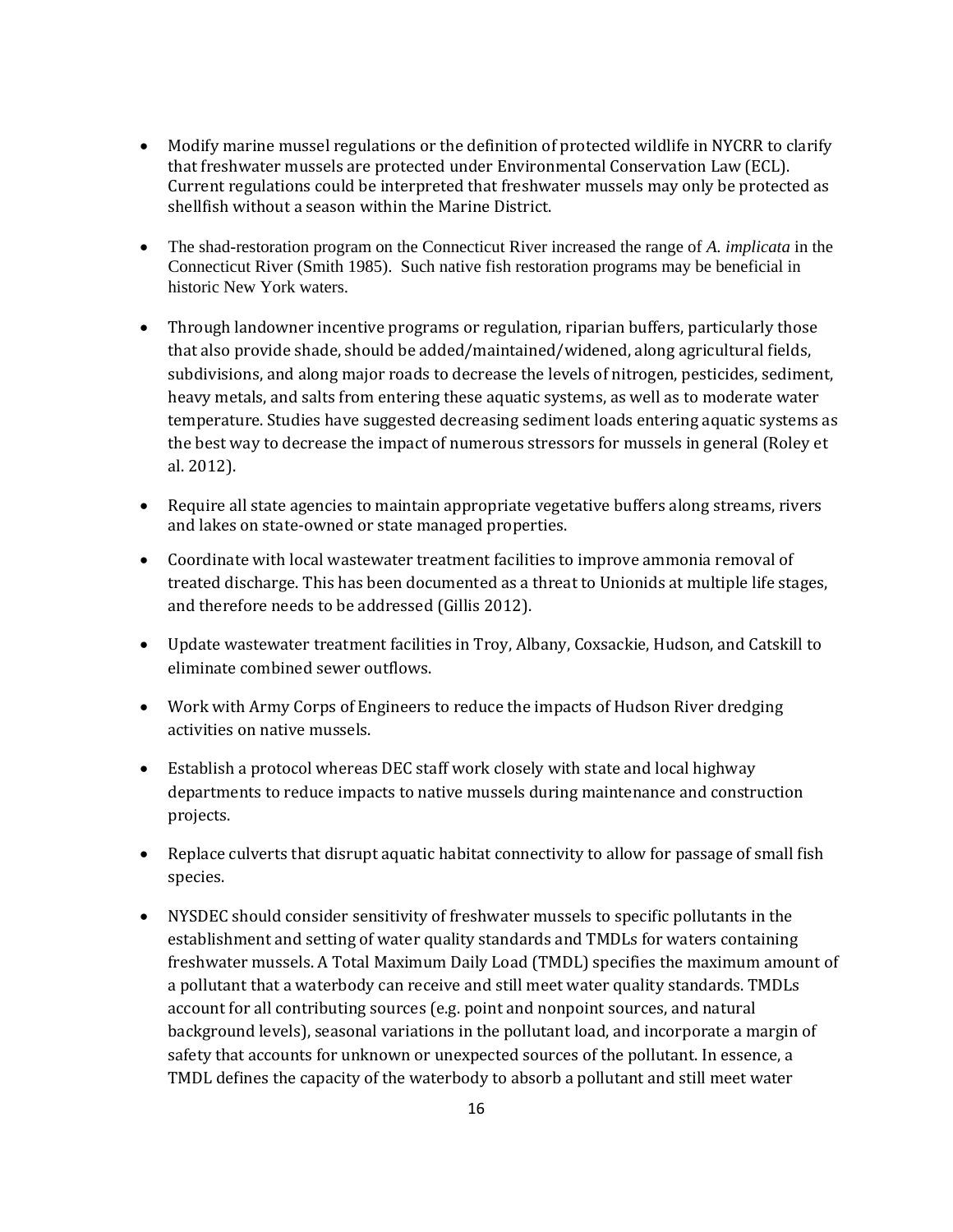- Modify marine mussel regulations or the definition of protected wildlife in NYCRR to clarify that freshwater mussels are protected under Environmental Conservation Law (ECL). Current regulations could be interpreted that freshwater mussels may only be protected as shellfish without a season within the Marine District.

- The shad-restoration program on the Connecticut River increased the range of *A. implicata* in the Connecticut River (Smith 1985). Such native fish restoration programs may be beneficial in historic New York waters.

- Through landowner incentive programs or regulation, riparian buffers, particularly those that also provide shade, should be added/maintained/widened, along agricultural fields, subdivisions, and along major roads to decrease the levels of nitrogen, pesticides, sediment, heavy metals, and salts from entering these aquatic systems, as well as to moderate water temperature. Studies have suggested decreasing sediment loads entering aquatic systems as the best way to decrease the impact of numerous stressors for mussels in general (Roley et al. 2012).

- Require all state agencies to maintain appropriate vegetative buffers along streams, rivers and lakes on state-owned or state managed properties.

- Coordinate with local wastewater treatment facilities to improve ammonia removal of treated discharge. This has been documented as a threat to Unionids at multiple life stages, and therefore needs to be addressed (Gillis 2012).

- Update wastewater treatment facilities in Troy, Albany, Coxsackie, Hudson, and Catskill to eliminate combined sewer outflows.

- Work with Army Corps of Engineers to reduce the impacts of Hudson River dredging activities on native mussels.

- Establish a protocol whereas DEC staff work closely with state and local highway departments to reduce impacts to native mussels during maintenance and construction projects.

- Replace culverts that disrupt aquatic habitat connectivity to allow for passage of small fish species.

- NYSDEC should consider sensitivity of freshwater mussels to specific pollutants in the establishment and setting of water quality standards and TMDLs for waters containing freshwater mussels. A Total Maximum Daily Load (TMDL) specifies the maximum amount of a pollutant that a waterbody can receive and still meet water quality standards. TMDLs account for all contributing sources (e.g. point and nonpoint sources, and natural background levels), seasonal variations in the pollutant load, and incorporate a margin of safety that accounts for unknown or unexpected sources of the pollutant. In essence, a TMDL defines the capacity of the waterbody to absorb a pollutant and still meet water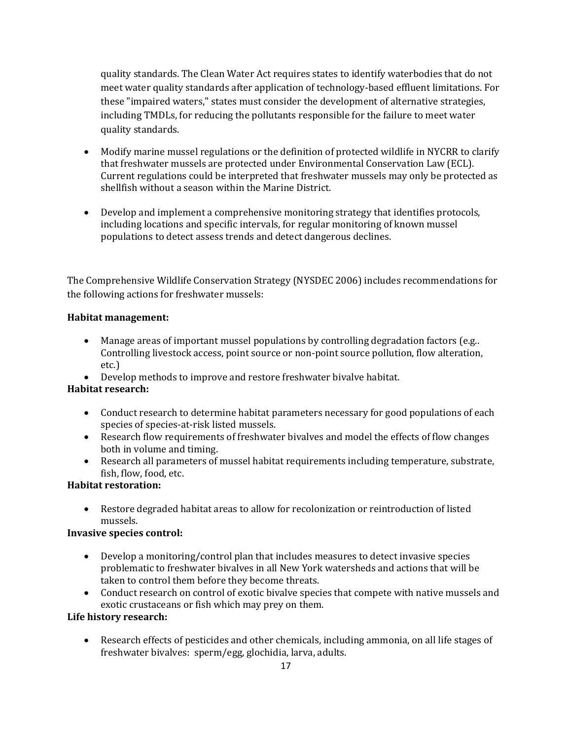quality standards. The Clean Water Act requires states to identify waterbodies that do not meet water quality standards after application of technology-based effluent limitations. For these "impaired waters," states must consider the development of alternative strategies, including TMDLs, for reducing the pollutants responsible for the failure to meet water quality standards.

- Modify marine mussel regulations or the definition of protected wildlife in NYCRR to clarify that freshwater mussels are protected under Environmental Conservation Law (ECL). Current regulations could be interpreted that freshwater mussels may only be protected as shellfish without a season within the Marine District.

- Develop and implement a comprehensive monitoring strategy that identifies protocols, including locations and specific intervals, for regular monitoring of known mussel populations to detect assess trends and detect dangerous declines.

The Comprehensive Wildlife Conservation Strategy (NYSDEC 2006) includes recommendations for the following actions for freshwater mussels:

**Habitat management:**

- Manage areas of important mussel populations by controlling degradation factors (e.g.. Controlling livestock access, point source or non-point source pollution, flow alteration, etc.)
- Develop methods to improve and restore freshwater bivalve habitat.

**Habitat research:**

- Conduct research to determine habitat parameters necessary for good populations of each species of species-at-risk listed mussels.
- Research flow requirements of freshwater bivalves and model the effects of flow changes both in volume and timing.
- Research all parameters of mussel habitat requirements including temperature, substrate, fish, flow, food, etc.

**Habitat restoration:**

- Restore degraded habitat areas to allow for recolonization or reintroduction of listed mussels.

**Invasive species control:**

- Develop a monitoring/control plan that includes measures to detect invasive species problematic to freshwater bivalves in all New York watersheds and actions that will be taken to control them before they become threats.
- Conduct research on control of exotic bivalve species that compete with native mussels and exotic crustaceans or fish which may prey on them.

**Life history research:**

- Research effects of pesticides and other chemicals, including ammonia, on all life stages of freshwater bivalves: sperm/egg, glochidia, larva, adults.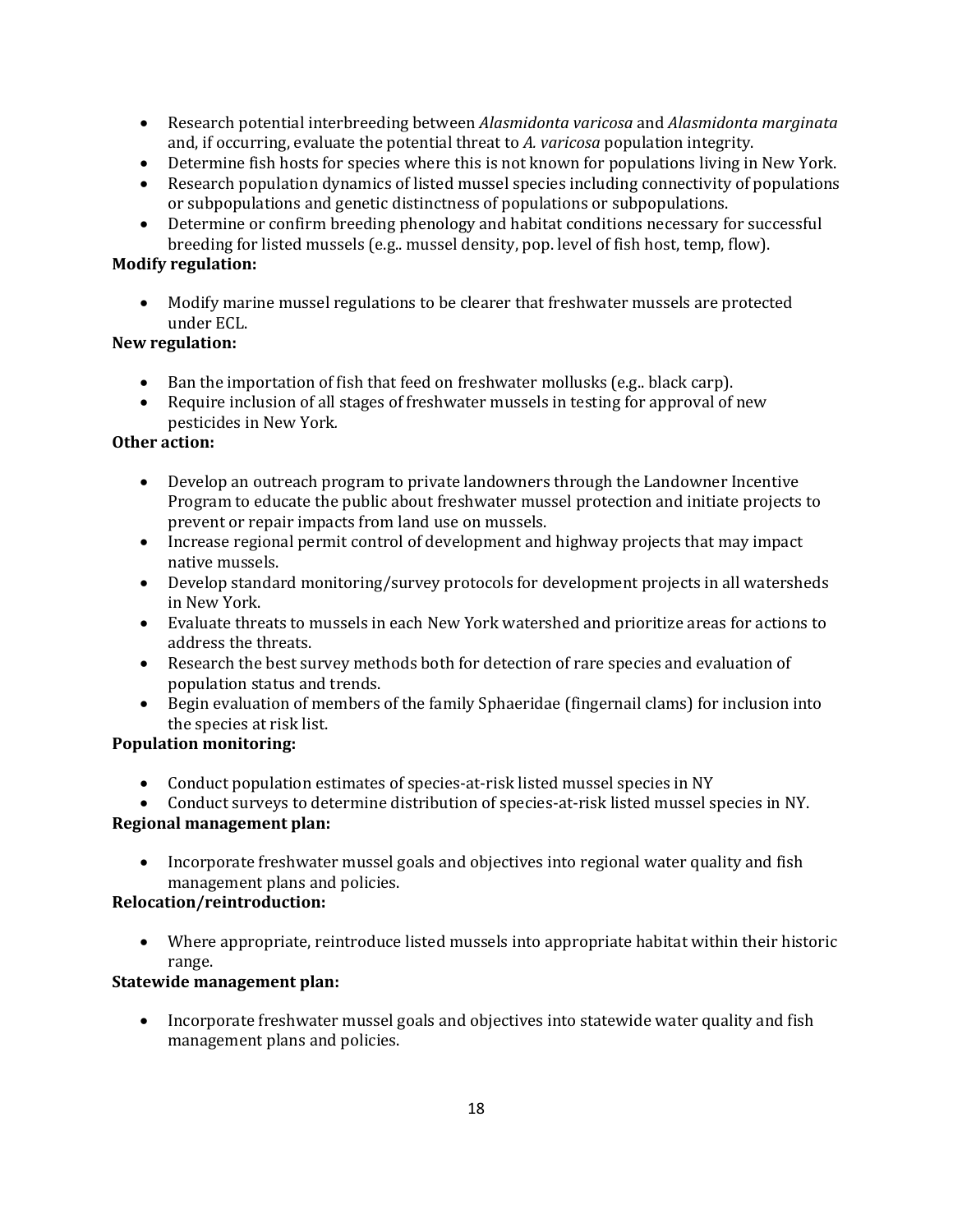- Research potential interbreeding between *Alasmidonta varicosa* and *Alasmidonta marginata* and, if occurring, evaluate the potential threat to *A. varicosa* population integrity.
- Determine fish hosts for species where this is not known for populations living in New York.
- Research population dynamics of listed mussel species including connectivity of populations or subpopulations and genetic distinctness of populations or subpopulations.
- Determine or confirm breeding phenology and habitat conditions necessary for successful breeding for listed mussels (e.g.. mussel density, pop. level of fish host, temp, flow).

**Modify regulation:**

- Modify marine mussel regulations to be clearer that freshwater mussels are protected under ECL.

**New regulation:**

- Ban the importation of fish that feed on freshwater mollusks (e.g.. black carp).
- Require inclusion of all stages of freshwater mussels in testing for approval of new pesticides in New York.

**Other action:**

- Develop an outreach program to private landowners through the Landowner Incentive Program to educate the public about freshwater mussel protection and initiate projects to prevent or repair impacts from land use on mussels.
- Increase regional permit control of development and highway projects that may impact native mussels.
- Develop standard monitoring/survey protocols for development projects in all watersheds in New York.
- Evaluate threats to mussels in each New York watershed and prioritize areas for actions to address the threats.
- Research the best survey methods both for detection of rare species and evaluation of population status and trends.
- Begin evaluation of members of the family Sphaeridae (fingernail clams) for inclusion into the species at risk list.

**Population monitoring:**

- Conduct population estimates of species-at-risk listed mussel species in NY
- Conduct surveys to determine distribution of species-at-risk listed mussel species in NY.

**Regional management plan:**

- Incorporate freshwater mussel goals and objectives into regional water quality and fish management plans and policies.

**Relocation/reintroduction:**

- Where appropriate, reintroduce listed mussels into appropriate habitat within their historic range.

**Statewide management plan:**

- Incorporate freshwater mussel goals and objectives into statewide water quality and fish management plans and policies.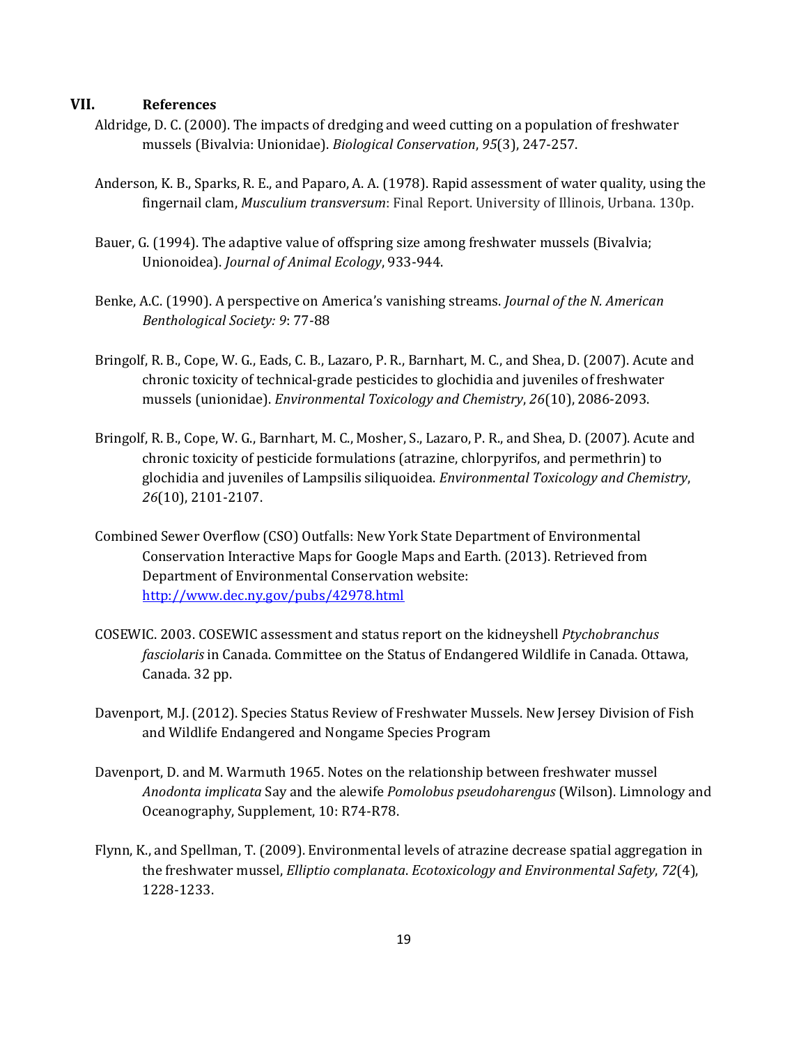## VII. References

Aldridge, D. C. (2000). The impacts of dredging and weed cutting on a population of freshwater mussels (Bivalvia: Unionidae). *Biological Conservation*, *95*(3), 247-257.

Anderson, K. B., Sparks, R. E., and Paparo, A. A. (1978). Rapid assessment of water quality, using the fingernail clam, *Musculium transversum*: Final Report. University of Illinois, Urbana. 130p.

Bauer, G. (1994). The adaptive value of offspring size among freshwater mussels (Bivalvia; Unionoidea). *Journal of Animal Ecology*, 933-944.

Benke, A.C. (1990). A perspective on America's vanishing streams. *Journal of the N. American Benthological Society: 9*: 77-88

Bringolf, R. B., Cope, W. G., Eads, C. B., Lazaro, P. R., Barnhart, M. C., and Shea, D. (2007). Acute and chronic toxicity of technical-grade pesticides to glochidia and juveniles of freshwater mussels (unionidae). *Environmental Toxicology and Chemistry*, *26*(10), 2086-2093.

Bringolf, R. B., Cope, W. G., Barnhart, M. C., Mosher, S., Lazaro, P. R., and Shea, D. (2007). Acute and chronic toxicity of pesticide formulations (atrazine, chlorpyrifos, and permethrin) to glochidia and juveniles of Lampsilis siliquoidea. *Environmental Toxicology and Chemistry*, *26*(10), 2101-2107.

Combined Sewer Overflow (CSO) Outfalls: New York State Department of Environmental Conservation Interactive Maps for Google Maps and Earth. (2013). Retrieved from Department of Environmental Conservation website: http://www.dec.ny.gov/pubs/42978.html

COSEWIC. 2003. COSEWIC assessment and status report on the kidneyshell *Ptychobranchus fasciolaris* in Canada. Committee on the Status of Endangered Wildlife in Canada. Ottawa, Canada. 32 pp.

Davenport, M.J. (2012). Species Status Review of Freshwater Mussels. New Jersey Division of Fish and Wildlife Endangered and Nongame Species Program

Davenport, D. and M. Warmuth 1965. Notes on the relationship between freshwater mussel *Anodonta implicata* Say and the alewife *Pomolobus pseudoharengus* (Wilson). Limnology and Oceanography, Supplement, 10: R74-R78.

Flynn, K., and Spellman, T. (2009). Environmental levels of atrazine decrease spatial aggregation in the freshwater mussel, *Elliptio complanata*. *Ecotoxicology and Environmental Safety*, *72*(4), 1228-1233.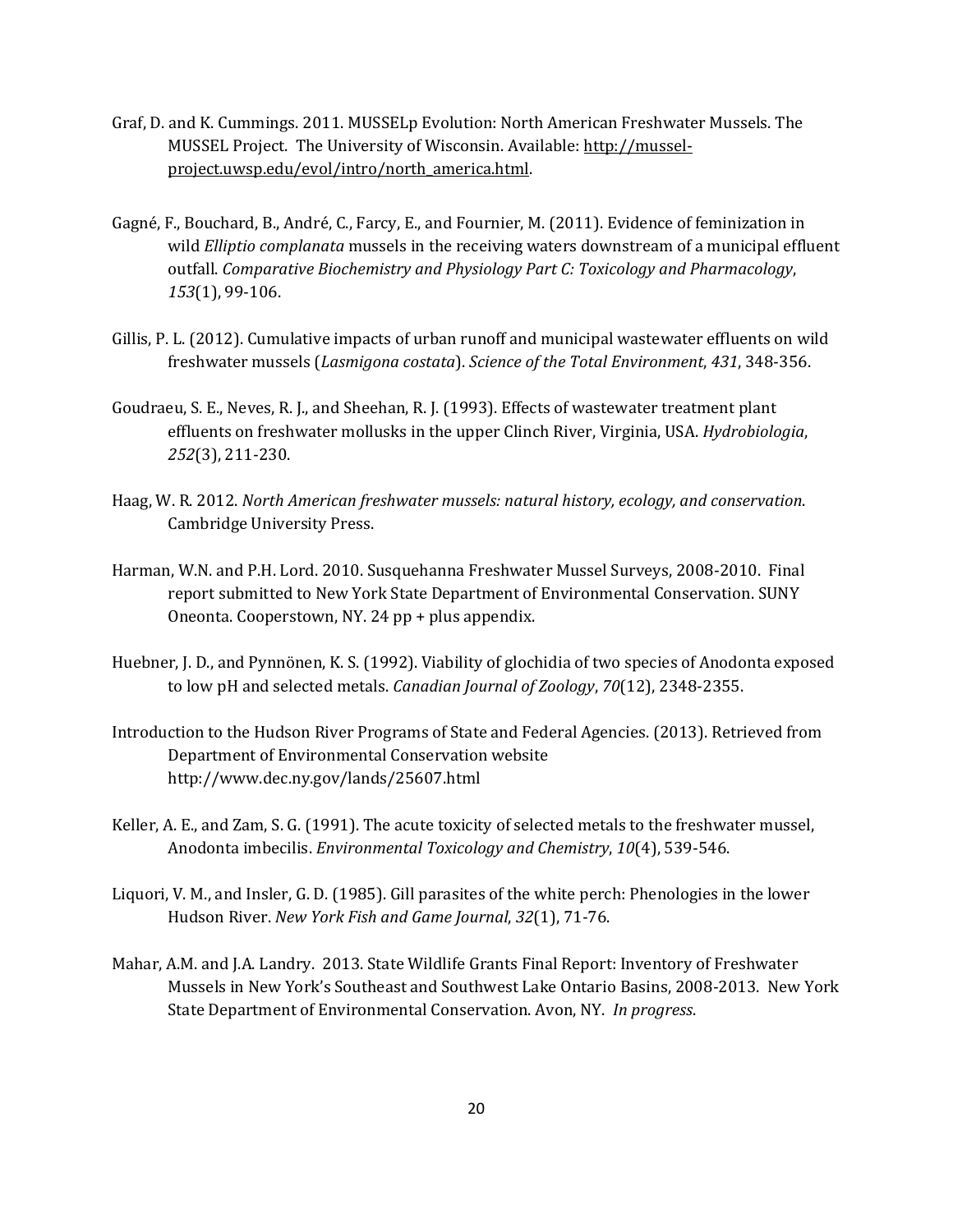Graf, D. and K. Cummings. 2011. MUSSELp Evolution: North American Freshwater Mussels. The MUSSEL Project. The University of Wisconsin. Available: http://mussel-project.uwsp.edu/evol/intro/north_america.html.

Gagné, F., Bouchard, B., André, C., Farcy, E., and Fournier, M. (2011). Evidence of feminization in wild *Elliptio complanata* mussels in the receiving waters downstream of a municipal effluent outfall. *Comparative Biochemistry and Physiology Part C: Toxicology and Pharmacology*, *153*(1), 99-106.

Gillis, P. L. (2012). Cumulative impacts of urban runoff and municipal wastewater effluents on wild freshwater mussels (*Lasmigona costata*). *Science of the Total Environment*, *431*, 348-356.

Goudraeu, S. E., Neves, R. J., and Sheehan, R. J. (1993). Effects of wastewater treatment plant effluents on freshwater mollusks in the upper Clinch River, Virginia, USA. *Hydrobiologia*, *252*(3), 211-230.

Haag, W. R. 2012. *North American freshwater mussels: natural history, ecology, and conservation*. Cambridge University Press.

Harman, W.N. and P.H. Lord. 2010. Susquehanna Freshwater Mussel Surveys, 2008-2010. Final report submitted to New York State Department of Environmental Conservation. SUNY Oneonta. Cooperstown, NY. 24 pp + plus appendix.

Huebner, J. D., and Pynnönen, K. S. (1992). Viability of glochidia of two species of Anodonta exposed to low pH and selected metals. *Canadian Journal of Zoology*, *70*(12), 2348-2355.

Introduction to the Hudson River Programs of State and Federal Agencies. (2013). Retrieved from Department of Environmental Conservation website http://www.dec.ny.gov/lands/25607.html

Keller, A. E., and Zam, S. G. (1991). The acute toxicity of selected metals to the freshwater mussel, Anodonta imbecilis. *Environmental Toxicology and Chemistry*, *10*(4), 539-546.

Liquori, V. M., and Insler, G. D. (1985). Gill parasites of the white perch: Phenologies in the lower Hudson River. *New York Fish and Game Journal*, *32*(1), 71-76.

Mahar, A.M. and J.A. Landry. 2013. State Wildlife Grants Final Report: Inventory of Freshwater Mussels in New York's Southeast and Southwest Lake Ontario Basins, 2008-2013. New York State Department of Environmental Conservation. Avon, NY. *In progress*.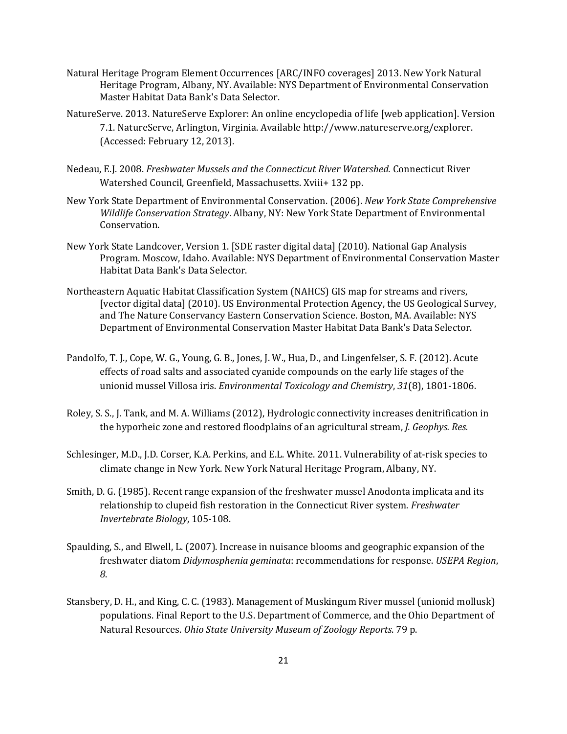Natural Heritage Program Element Occurrences [ARC/INFO coverages] 2013. New York Natural Heritage Program, Albany, NY. Available: NYS Department of Environmental Conservation Master Habitat Data Bank's Data Selector.

NatureServe. 2013. NatureServe Explorer: An online encyclopedia of life [web application]. Version 7.1. NatureServe, Arlington, Virginia. Available http://www.natureserve.org/explorer. (Accessed: February 12, 2013).

Nedeau, E.J. 2008. *Freshwater Mussels and the Connecticut River Watershed.* Connecticut River Watershed Council, Greenfield, Massachusetts. Xviii+ 132 pp.

New York State Department of Environmental Conservation. (2006). *New York State Comprehensive Wildlife Conservation Strategy*. Albany, NY: New York State Department of Environmental Conservation.

New York State Landcover, Version 1. [SDE raster digital data] (2010). National Gap Analysis Program. Moscow, Idaho. Available: NYS Department of Environmental Conservation Master Habitat Data Bank's Data Selector.

Northeastern Aquatic Habitat Classification System (NAHCS) GIS map for streams and rivers, [vector digital data] (2010). US Environmental Protection Agency, the US Geological Survey, and The Nature Conservancy Eastern Conservation Science. Boston, MA. Available: NYS Department of Environmental Conservation Master Habitat Data Bank's Data Selector.

Pandolfo, T. J., Cope, W. G., Young, G. B., Jones, J. W., Hua, D., and Lingenfelser, S. F. (2012). Acute effects of road salts and associated cyanide compounds on the early life stages of the unionid mussel Villosa iris. *Environmental Toxicology and Chemistry*, *31*(8), 1801-1806.

Roley, S. S., J. Tank, and M. A. Williams (2012), Hydrologic connectivity increases denitrification in the hyporheic zone and restored floodplains of an agricultural stream, *J. Geophys. Res.*

Schlesinger, M.D., J.D. Corser, K.A. Perkins, and E.L. White. 2011. Vulnerability of at-risk species to climate change in New York. New York Natural Heritage Program, Albany, NY.

Smith, D. G. (1985). Recent range expansion of the freshwater mussel Anodonta implicata and its relationship to clupeid fish restoration in the Connecticut River system. *Freshwater Invertebrate Biology*, 105-108.

Spaulding, S., and Elwell, L. (2007). Increase in nuisance blooms and geographic expansion of the freshwater diatom *Didymosphenia geminata*: recommendations for response. *USEPA Region*, *8*.

Stansbery, D. H., and King, C. C. (1983). Management of Muskingum River mussel (unionid mollusk) populations. Final Report to the U.S. Department of Commerce, and the Ohio Department of Natural Resources. *Ohio State University Museum of Zoology Reports*. 79 p.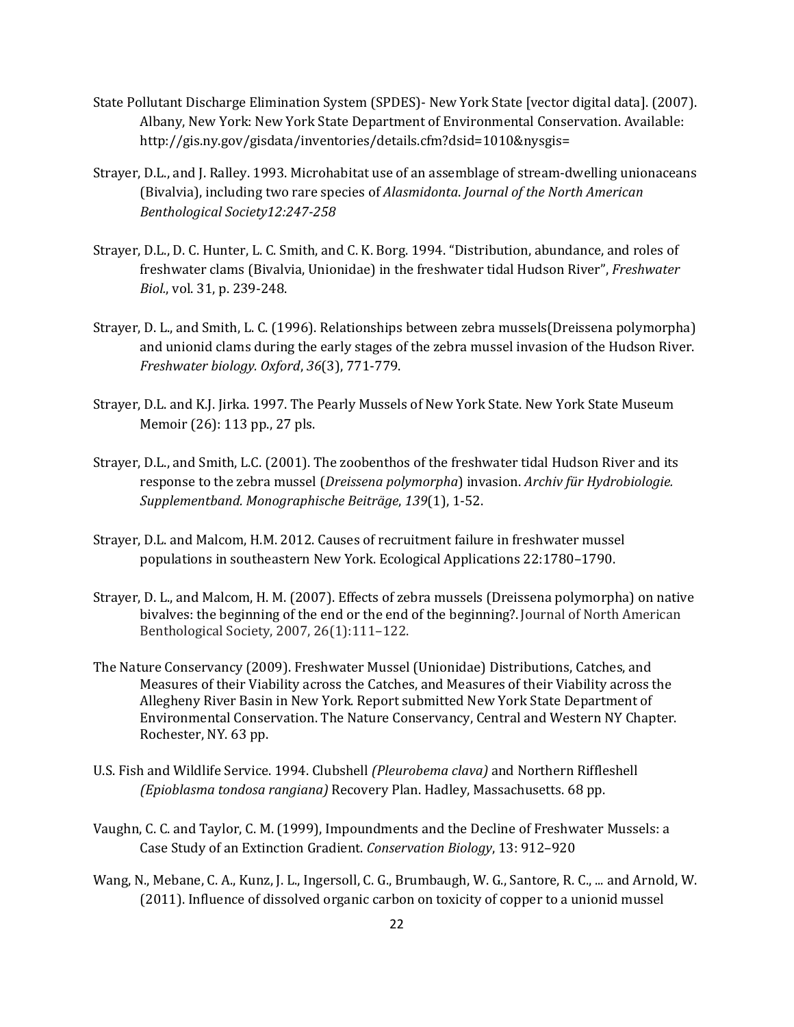State Pollutant Discharge Elimination System (SPDES)- New York State [vector digital data]. (2007). Albany, New York: New York State Department of Environmental Conservation. Available: http://gis.ny.gov/gisdata/inventories/details.cfm?dsid=1010&nysgis=

Strayer, D.L., and J. Ralley. 1993. Microhabitat use of an assemblage of stream-dwelling unionaceans (Bivalvia), including two rare species of *Alasmidonta*. *Journal of the North American Benthological Society12:247-258*

Strayer, D.L., D. C. Hunter, L. C. Smith, and C. K. Borg. 1994. "Distribution, abundance, and roles of freshwater clams (Bivalvia, Unionidae) in the freshwater tidal Hudson River", *Freshwater Biol.*, vol. 31, p. 239-248.

Strayer, D. L., and Smith, L. C. (1996). Relationships between zebra mussels(Dreissena polymorpha) and unionid clams during the early stages of the zebra mussel invasion of the Hudson River. *Freshwater biology. Oxford*, *36*(3), 771-779.

Strayer, D.L. and K.J. Jirka. 1997. The Pearly Mussels of New York State. New York State Museum Memoir (26): 113 pp., 27 pls.

Strayer, D.L., and Smith, L.C. (2001). The zoobenthos of the freshwater tidal Hudson River and its response to the zebra mussel (*Dreissena polymorpha*) invasion. *Archiv für Hydrobiologie. Supplementband. Monographische Beiträge*, *139*(1), 1-52.

Strayer, D.L. and Malcom, H.M. 2012. Causes of recruitment failure in freshwater mussel populations in southeastern New York. Ecological Applications 22:1780–1790.

Strayer, D. L., and Malcom, H. M. (2007). Effects of zebra mussels (Dreissena polymorpha) on native bivalves: the beginning of the end or the end of the beginning?. Journal of North American Benthological Society, 2007, 26(1):111–122.

The Nature Conservancy (2009). Freshwater Mussel (Unionidae) Distributions, Catches, and Measures of their Viability across the Catches, and Measures of their Viability across the Allegheny River Basin in New York. Report submitted New York State Department of Environmental Conservation. The Nature Conservancy, Central and Western NY Chapter. Rochester, NY. 63 pp.

U.S. Fish and Wildlife Service. 1994. Clubshell *(Pleurobema clava)* and Northern Riffleshell *(Epioblasma tondosa rangiana)* Recovery Plan. Hadley, Massachusetts. 68 pp.

Vaughn, C. C. and Taylor, C. M. (1999), Impoundments and the Decline of Freshwater Mussels: a Case Study of an Extinction Gradient. *Conservation Biology*, 13: 912–920

Wang, N., Mebane, C. A., Kunz, J. L., Ingersoll, C. G., Brumbaugh, W. G., Santore, R. C., ... and Arnold, W. (2011). Influence of dissolved organic carbon on toxicity of copper to a unionid mussel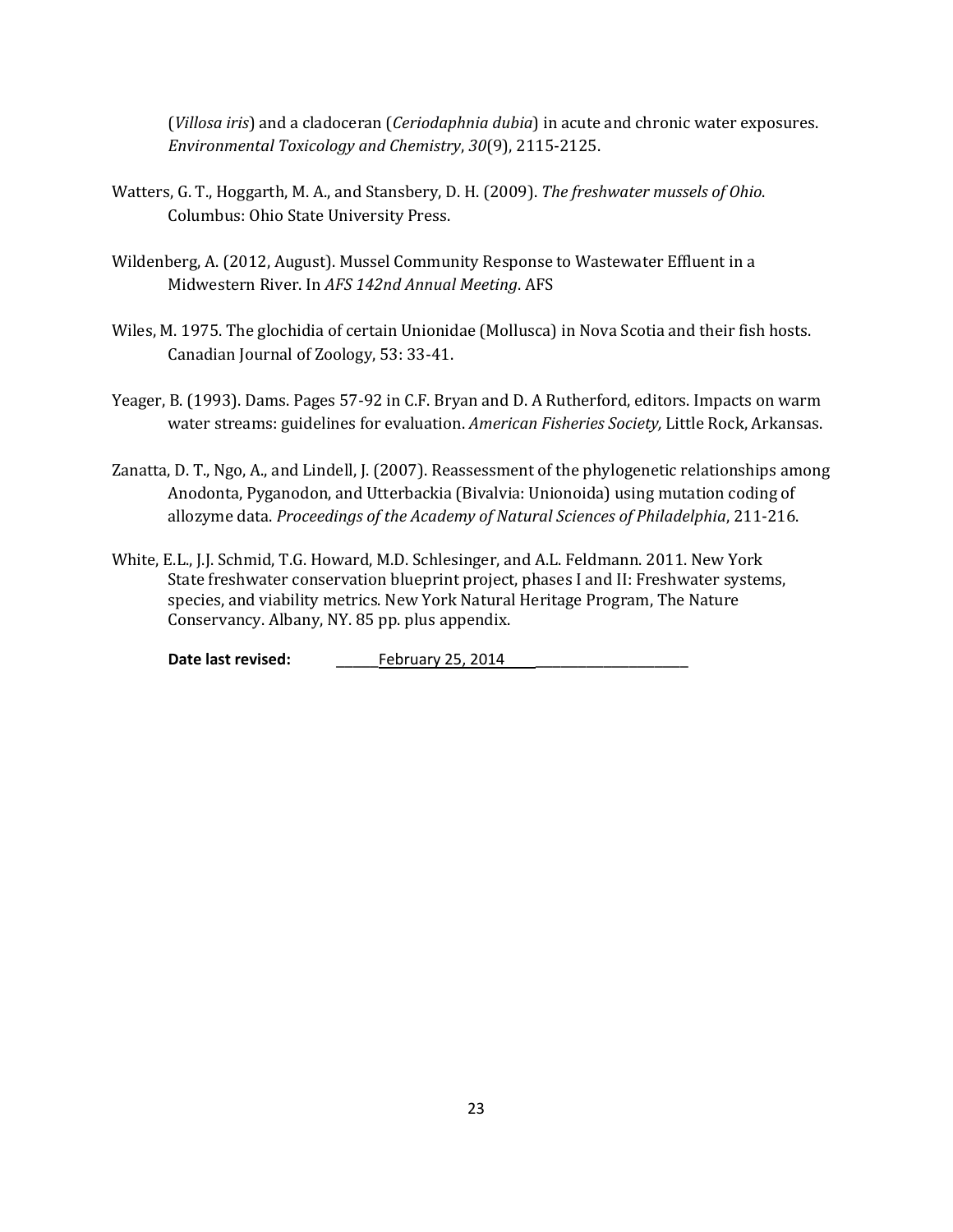(*Villosa iris*) and a cladoceran (*Ceriodaphnia dubia*) in acute and chronic water exposures. *Environmental Toxicology and Chemistry*, *30*(9), 2115-2125.

Watters, G. T., Hoggarth, M. A., and Stansbery, D. H. (2009). *The freshwater mussels of Ohio*. Columbus: Ohio State University Press.

Wildenberg, A. (2012, August). Mussel Community Response to Wastewater Effluent in a Midwestern River. In *AFS 142nd Annual Meeting*. AFS

Wiles, M. 1975. The glochidia of certain Unionidae (Mollusca) in Nova Scotia and their fish hosts. Canadian Journal of Zoology, 53: 33-41.

Yeager, B. (1993). Dams. Pages 57-92 in C.F. Bryan and D. A Rutherford, editors. Impacts on warm water streams: guidelines for evaluation. *American Fisheries Society,* Little Rock, Arkansas.

Zanatta, D. T., Ngo, A., and Lindell, J. (2007). Reassessment of the phylogenetic relationships among Anodonta, Pyganodon, and Utterbackia (Bivalvia: Unionoida) using mutation coding of allozyme data. *Proceedings of the Academy of Natural Sciences of Philadelphia*, 211-216.

White, E.L., J.J. Schmid, T.G. Howard, M.D. Schlesinger, and A.L. Feldmann. 2011. New York State freshwater conservation blueprint project, phases I and II: Freshwater systems, species, and viability metrics. New York Natural Heritage Program, The Nature Conservancy. Albany, NY. 85 pp. plus appendix.

**Date last revised:** February 25, 2014